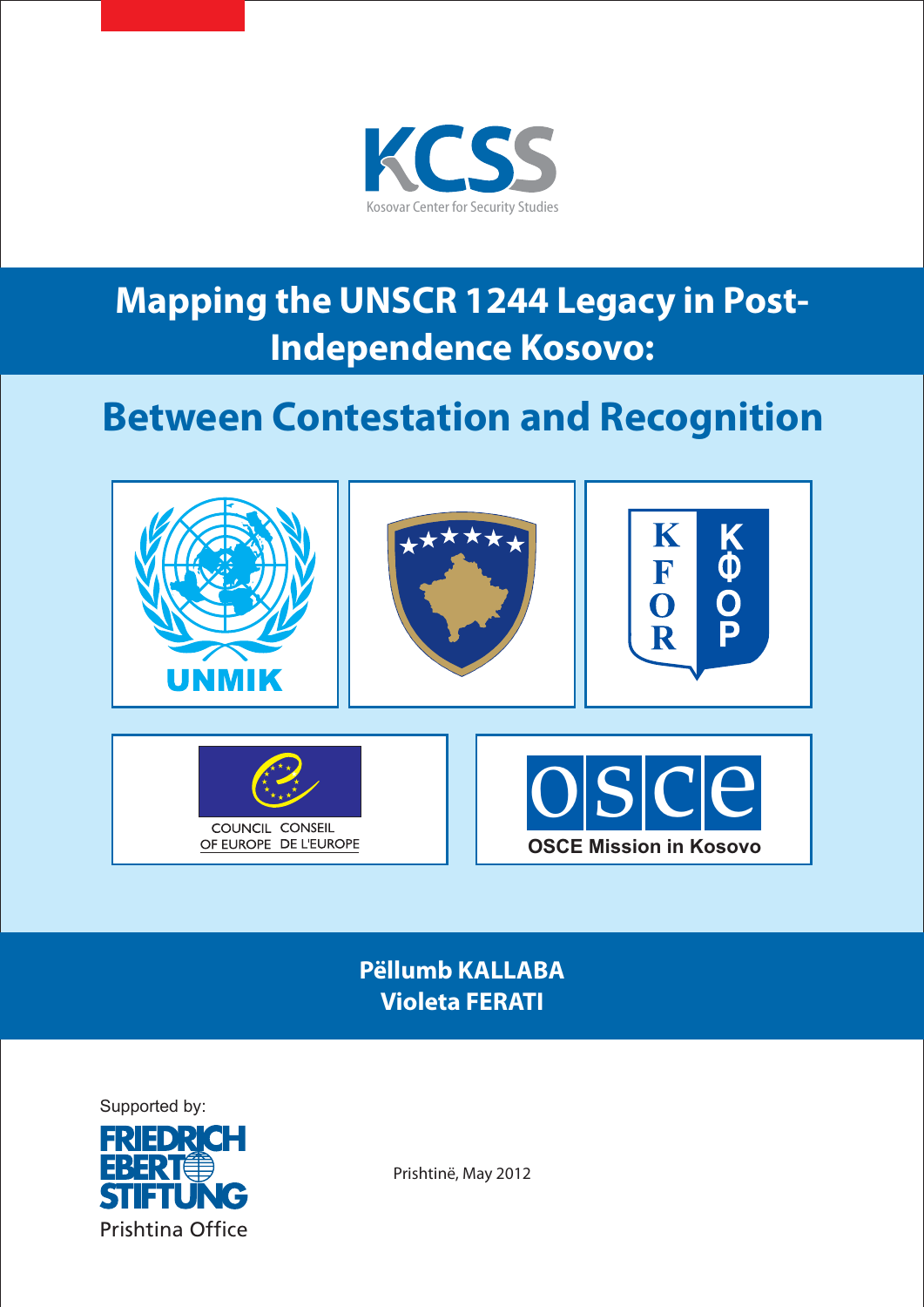KCSS

Kosovar Center for Security Studies

# Mapping the UNSCR 1244 Legacy in Post-Independence Kosovo:

## Between Contestation and Recognition

UNMIK

KFOR КФОР

COUNCIL OF EUROPE CONSEIL DE L'EUROPE

osce

OSCE Mission in Kosovo

**Pëllumb KALLABA**
**Violeta FERATI**

Supported by:

FRIEDRICH EBERT STIFTUNG

Prishtina Office

Prishtinë, May 2012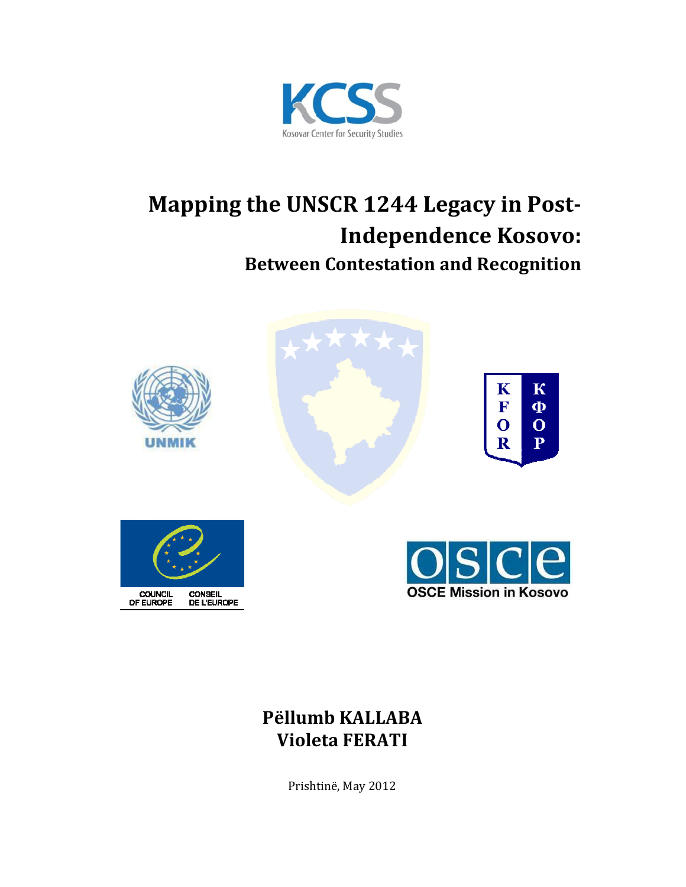Kosovar Center for Security Studies

# Mapping the UNSCR 1244 Legacy in Post-Independence Kosovo:

## Between Contestation and Recognition

**Pëllumb KALLABA**
**Violeta FERATI**

Prishtinë, May 2012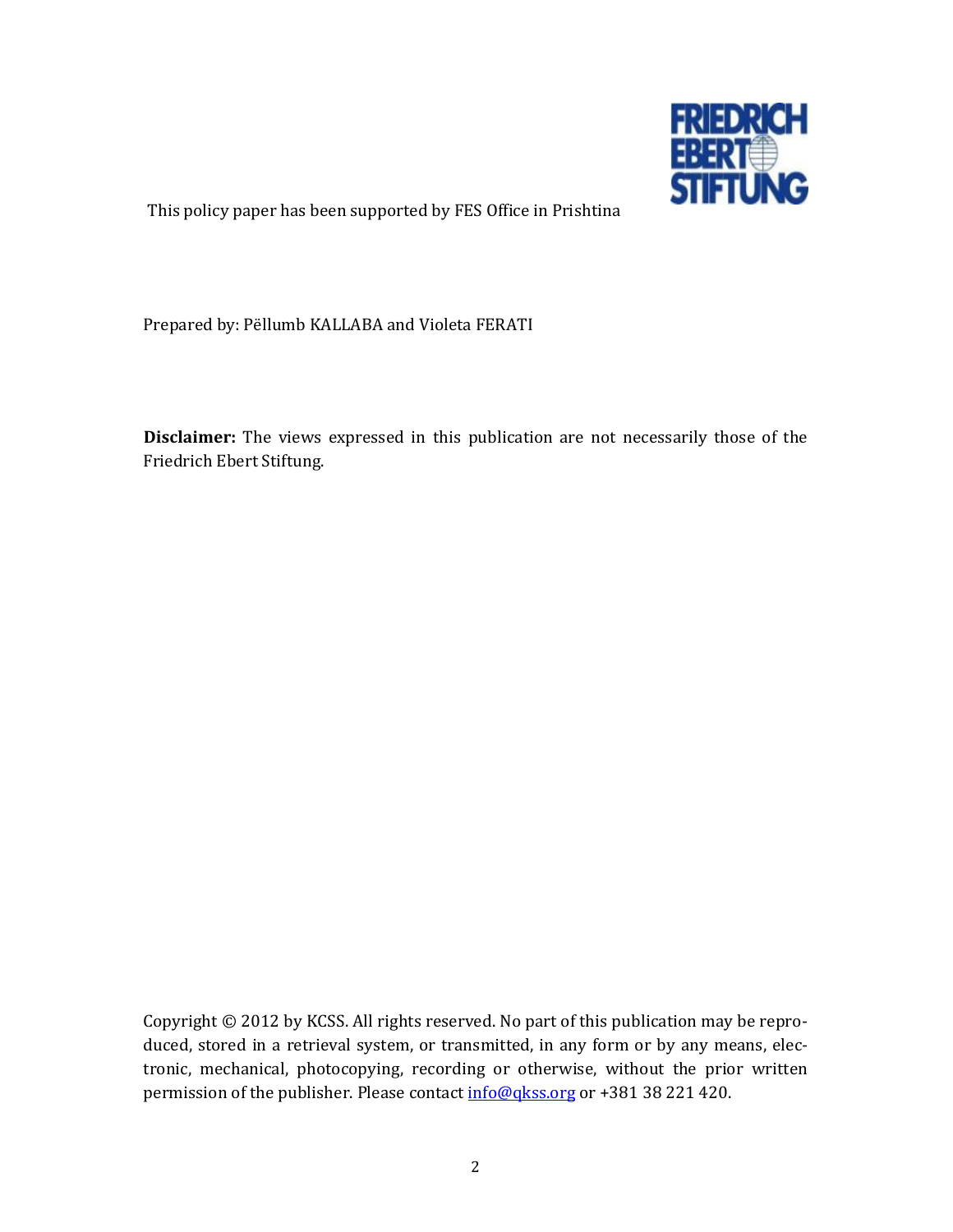FRIEDRICH EBERT STIFTUNG

This policy paper has been supported by FES Office in Prishtina

Prepared by: Pëllumb KALLABA and Violeta FERATI

**Disclaimer:** The views expressed in this publication are not necessarily those of the Friedrich Ebert Stiftung.

Copyright © 2012 by KCSS. All rights reserved. No part of this publication may be reproduced, stored in a retrieval system, or transmitted, in any form or by any means, electronic, mechanical, photocopying, recording or otherwise, without the prior written permission of the publisher. Please contact info@qkss.org or +381 38 221 420.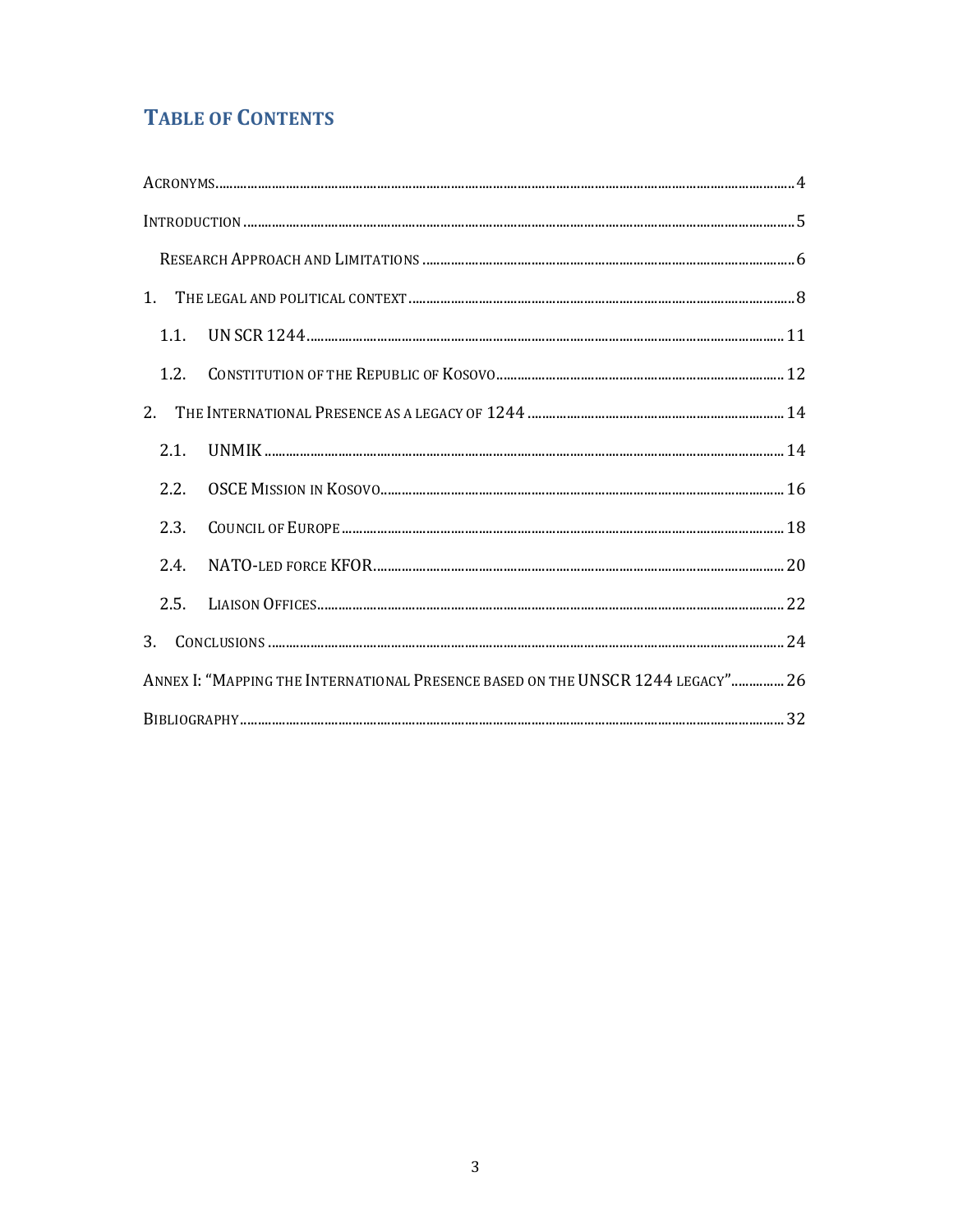# TABLE OF CONTENTS

ACRONYMS ..... 4

INTRODUCTION ..... 5

RESEARCH APPROACH AND LIMITATIONS ..... 6

1. THE LEGAL AND POLITICAL CONTEXT ..... 8
   - 1.1. UN SCR 1244 ..... 11
   - 1.2. CONSTITUTION OF THE REPUBLIC OF KOSOVO ..... 12
2. THE INTERNATIONAL PRESENCE AS A LEGACY OF 1244 ..... 14
   - 2.1. UNMIK ..... 14
   - 2.2. OSCE MISSION IN KOSOVO ..... 16
   - 2.3. COUNCIL OF EUROPE ..... 18
   - 2.4. NATO-LED FORCE KFOR ..... 20
   - 2.5. LIAISON OFFICES ..... 22
3. CONCLUSIONS ..... 24

ANNEX I: "MAPPING THE INTERNATIONAL PRESENCE BASED ON THE UNSCR 1244 LEGACY" ..... 26

BIBLIOGRAPHY ..... 32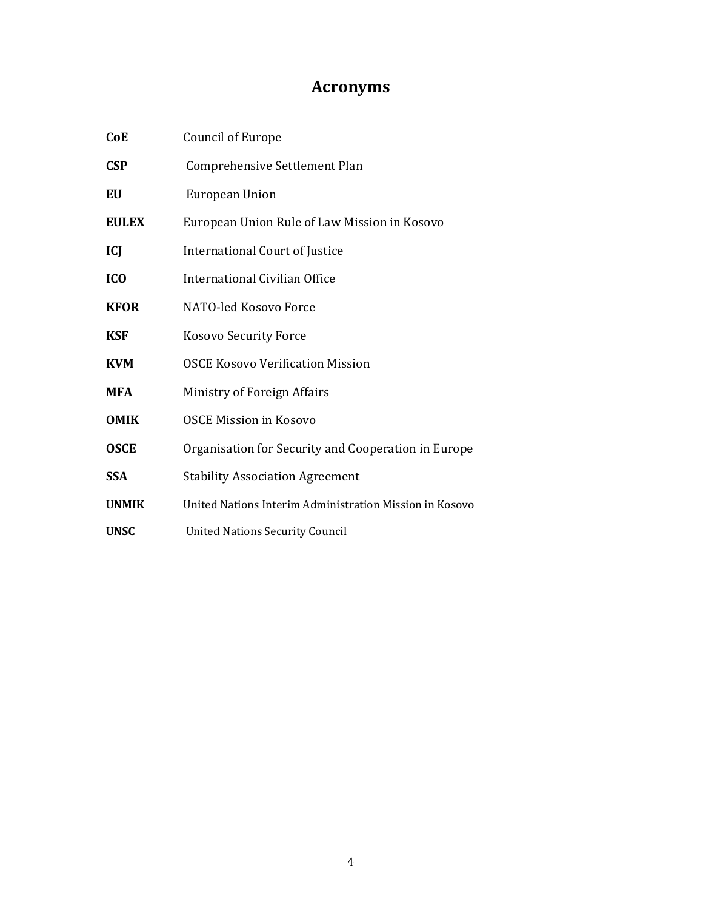# Acronyms

| | |
|---|---|
| **CoE** | Council of Europe |
| **CSP** | Comprehensive Settlement Plan |
| **EU** | European Union |
| **EULEX** | European Union Rule of Law Mission in Kosovo |
| **ICJ** | International Court of Justice |
| **ICO** | International Civilian Office |
| **KFOR** | NATO-led Kosovo Force |
| **KSF** | Kosovo Security Force |
| **KVM** | OSCE Kosovo Verification Mission |
| **MFA** | Ministry of Foreign Affairs |
| **OMIK** | OSCE Mission in Kosovo |
| **OSCE** | Organisation for Security and Cooperation in Europe |
| **SSA** | Stability Association Agreement |
| **UNMIK** | United Nations Interim Administration Mission in Kosovo |
| **UNSC** | United Nations Security Council |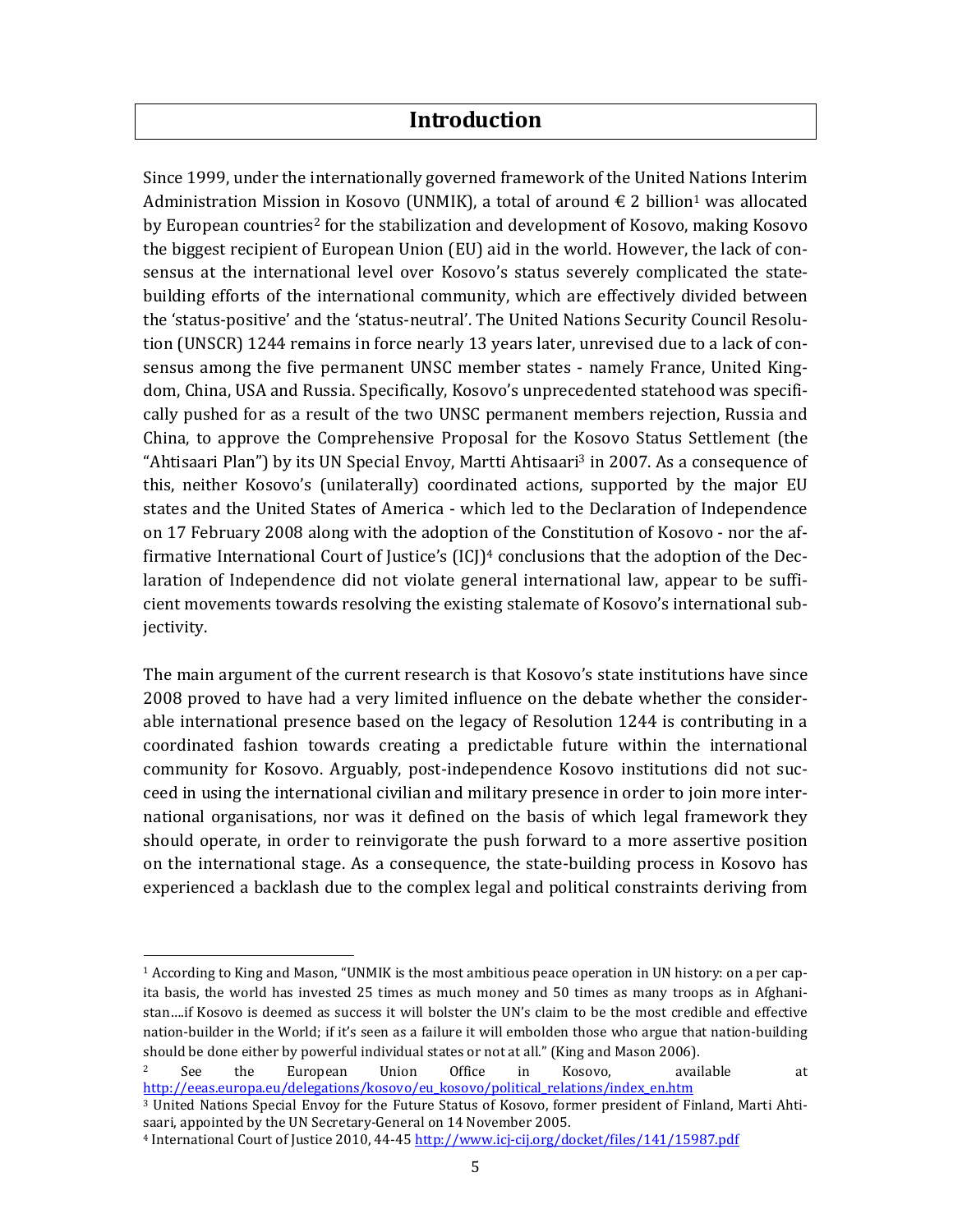# Introduction

Since 1999, under the internationally governed framework of the United Nations Interim Administration Mission in Kosovo (UNMIK), a total of around € 2 billion[1] was allocated by European countries[2] for the stabilization and development of Kosovo, making Kosovo the biggest recipient of European Union (EU) aid in the world. However, the lack of consensus at the international level over Kosovo's status severely complicated the state-building efforts of the international community, which are effectively divided between the 'status-positive' and the 'status-neutral'. The United Nations Security Council Resolution (UNSCR) 1244 remains in force nearly 13 years later, unrevised due to a lack of consensus among the five permanent UNSC member states - namely France, United Kingdom, China, USA and Russia. Specifically, Kosovo's unprecedented statehood was specifically pushed for as a result of the two UNSC permanent members rejection, Russia and China, to approve the Comprehensive Proposal for the Kosovo Status Settlement (the "Ahtisaari Plan") by its UN Special Envoy, Martti Ahtisaari[3] in 2007. As a consequence of this, neither Kosovo's (unilaterally) coordinated actions, supported by the major EU states and the United States of America - which led to the Declaration of Independence on 17 February 2008 along with the adoption of the Constitution of Kosovo - nor the affirmative International Court of Justice's (ICJ)[4] conclusions that the adoption of the Declaration of Independence did not violate general international law, appear to be sufficient movements towards resolving the existing stalemate of Kosovo's international subjectivity.

The main argument of the current research is that Kosovo's state institutions have since 2008 proved to have had a very limited influence on the debate whether the considerable international presence based on the legacy of Resolution 1244 is contributing in a coordinated fashion towards creating a predictable future within the international community for Kosovo. Arguably, post-independence Kosovo institutions did not succeed in using the international civilian and military presence in order to join more international organisations, nor was it defined on the basis of which legal framework they should operate, in order to reinvigorate the push forward to a more assertive position on the international stage. As a consequence, the state-building process in Kosovo has experienced a backlash due to the complex legal and political constraints deriving from

---

[1] According to King and Mason, "UNMIK is the most ambitious peace operation in UN history: on a per capita basis, the world has invested 25 times as much money and 50 times as many troops as in Afghanistan….if Kosovo is deemed as success it will bolster the UN's claim to be the most credible and effective nation-builder in the World; if it's seen as a failure it will embolden those who argue that nation-building should be done either by powerful individual states or not at all." (King and Mason 2006).

[2] See the European Union Office in Kosovo, available at http://eeas.europa.eu/delegations/kosovo/eu_kosovo/political_relations/index_en.htm

[3] United Nations Special Envoy for the Future Status of Kosovo, former president of Finland, Marti Ahtisaari, appointed by the UN Secretary-General on 14 November 2005.

[4] International Court of Justice 2010, 44-45 http://www.icj-cij.org/docket/files/141/15987.pdf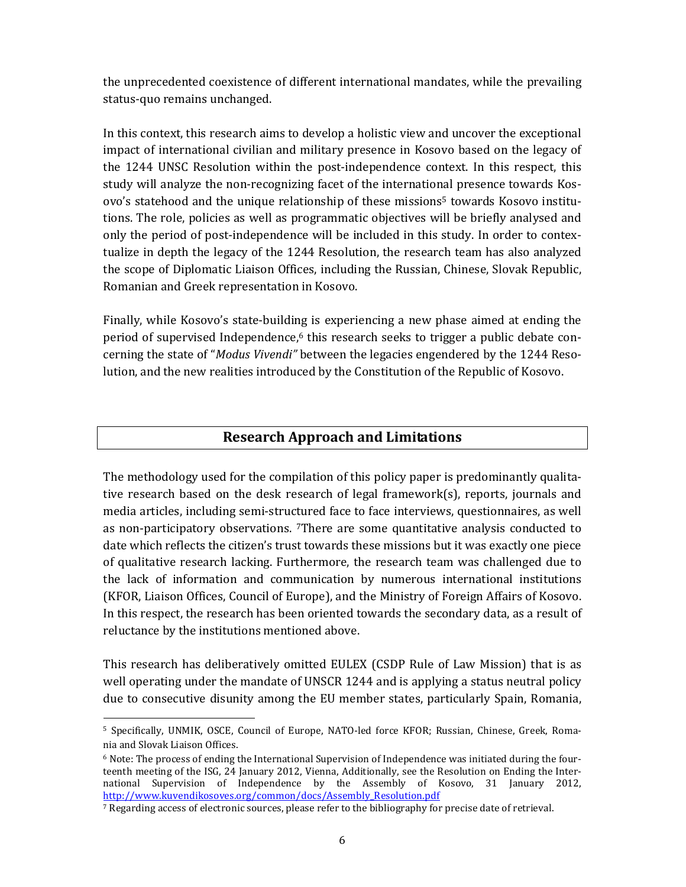the unprecedented coexistence of different international mandates, while the prevailing status-quo remains unchanged.

In this context, this research aims to develop a holistic view and uncover the exceptional impact of international civilian and military presence in Kosovo based on the legacy of the 1244 UNSC Resolution within the post-independence context. In this respect, this study will analyze the non-recognizing facet of the international presence towards Kosovo's statehood and the unique relationship of these missions[5] towards Kosovo institutions. The role, policies as well as programmatic objectives will be briefly analysed and only the period of post-independence will be included in this study. In order to contextualize in depth the legacy of the 1244 Resolution, the research team has also analyzed the scope of Diplomatic Liaison Offices, including the Russian, Chinese, Slovak Republic, Romanian and Greek representation in Kosovo.

Finally, while Kosovo's state-building is experiencing a new phase aimed at ending the period of supervised Independence,[6] this research seeks to trigger a public debate concerning the state of "*Modus Vivendi"* between the legacies engendered by the 1244 Resolution, and the new realities introduced by the Constitution of the Republic of Kosovo.

## Research Approach and Limitations

The methodology used for the compilation of this policy paper is predominantly qualitative research based on the desk research of legal framework(s), reports, journals and media articles, including semi-structured face to face interviews, questionnaires, as well as non-participatory observations. [7]There are some quantitative analysis conducted to date which reflects the citizen's trust towards these missions but it was exactly one piece of qualitative research lacking. Furthermore, the research team was challenged due to the lack of information and communication by numerous international institutions (KFOR, Liaison Offices, Council of Europe), and the Ministry of Foreign Affairs of Kosovo. In this respect, the research has been oriented towards the secondary data, as a result of reluctance by the institutions mentioned above.

This research has deliberatively omitted EULEX (CSDP Rule of Law Mission) that is as well operating under the mandate of UNSCR 1244 and is applying a status neutral policy due to consecutive disunity among the EU member states, particularly Spain, Romania,

---

[5] Specifically, UNMIK, OSCE, Council of Europe, NATO-led force KFOR; Russian, Chinese, Greek, Romania and Slovak Liaison Offices.

[6] Note: The process of ending the International Supervision of Independence was initiated during the fourteenth meeting of the ISG, 24 January 2012, Vienna, Additionally, see the Resolution on Ending the International Supervision of Independence by the Assembly of Kosovo, 31 January 2012, http://www.kuvendikosoves.org/common/docs/Assembly_Resolution.pdf

[7] Regarding access of electronic sources, please refer to the bibliography for precise date of retrieval.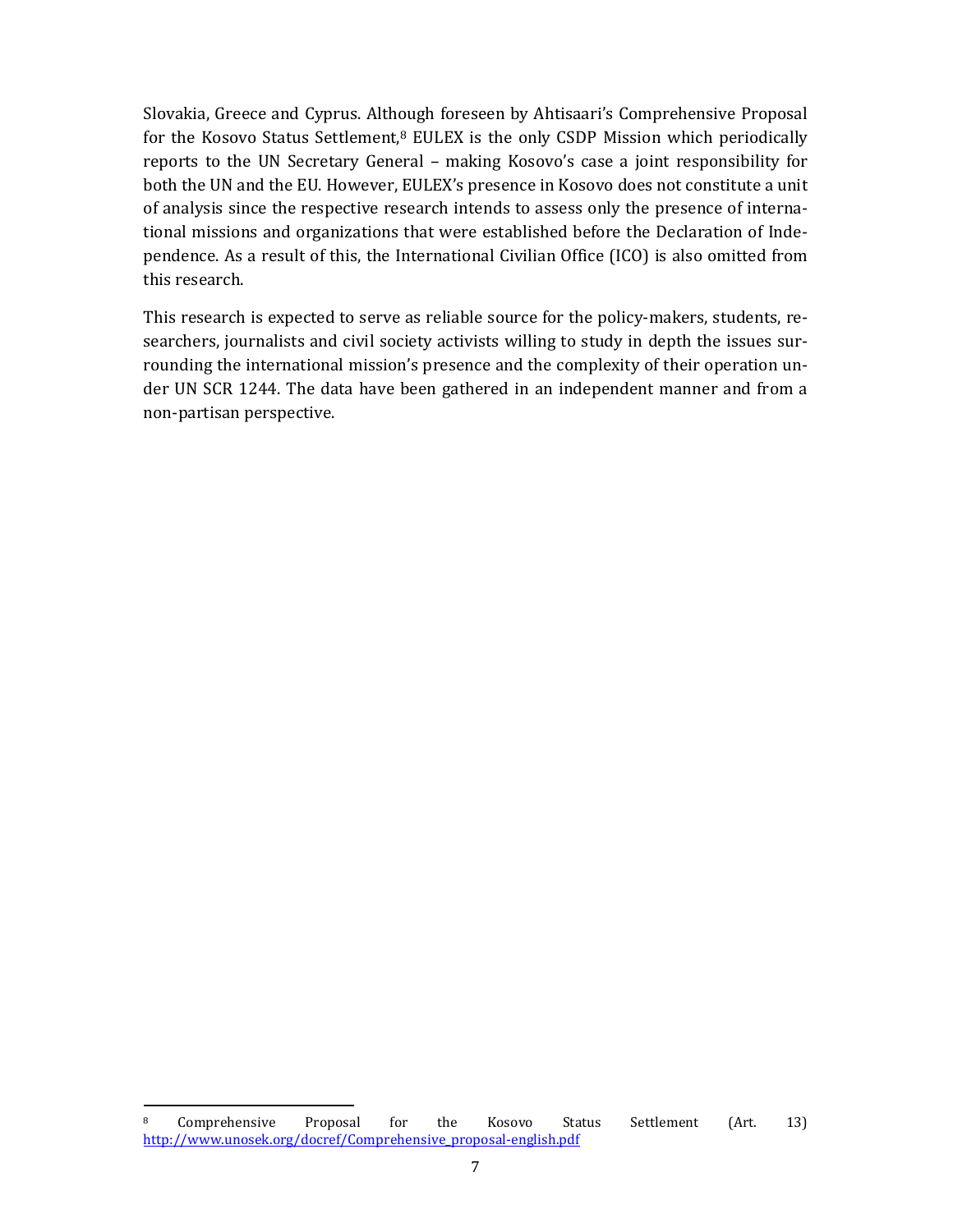Slovakia, Greece and Cyprus. Although foreseen by Ahtisaari's Comprehensive Proposal for the Kosovo Status Settlement,[8] EULEX is the only CSDP Mission which periodically reports to the UN Secretary General – making Kosovo's case a joint responsibility for both the UN and the EU. However, EULEX's presence in Kosovo does not constitute a unit of analysis since the respective research intends to assess only the presence of international missions and organizations that were established before the Declaration of Independence. As a result of this, the International Civilian Office (ICO) is also omitted from this research.

This research is expected to serve as reliable source for the policy-makers, students, researchers, journalists and civil society activists willing to study in depth the issues surrounding the international mission's presence and the complexity of their operation under UN SCR 1244. The data have been gathered in an independent manner and from a non-partisan perspective.

[8] Comprehensive Proposal for the Kosovo Status Settlement (Art. 13) http://www.unosek.org/docref/Comprehensive_proposal-english.pdf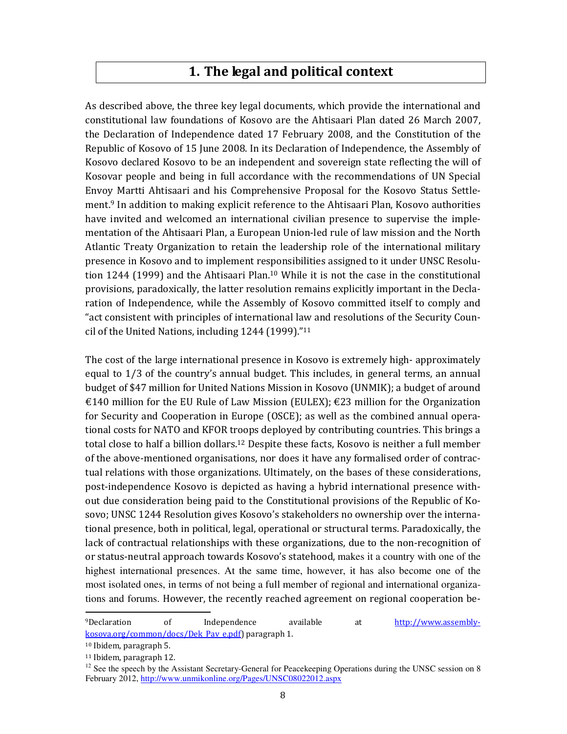# 1. The legal and political context

As described above, the three key legal documents, which provide the international and constitutional law foundations of Kosovo are the Ahtisaari Plan dated 26 March 2007, the Declaration of Independence dated 17 February 2008, and the Constitution of the Republic of Kosovo of 15 June 2008. In its Declaration of Independence, the Assembly of Kosovo declared Kosovo to be an independent and sovereign state reflecting the will of Kosovar people and being in full accordance with the recommendations of UN Special Envoy Martti Ahtisaari and his Comprehensive Proposal for the Kosovo Status Settlement.[9] In addition to making explicit reference to the Ahtisaari Plan, Kosovo authorities have invited and welcomed an international civilian presence to supervise the implementation of the Ahtisaari Plan, a European Union-led rule of law mission and the North Atlantic Treaty Organization to retain the leadership role of the international military presence in Kosovo and to implement responsibilities assigned to it under UNSC Resolution 1244 (1999) and the Ahtisaari Plan.[10] While it is not the case in the constitutional provisions, paradoxically, the latter resolution remains explicitly important in the Declaration of Independence, while the Assembly of Kosovo committed itself to comply and "act consistent with principles of international law and resolutions of the Security Council of the United Nations, including 1244 (1999)."[11]

The cost of the large international presence in Kosovo is extremely high- approximately equal to 1/3 of the country's annual budget. This includes, in general terms, an annual budget of $47 million for United Nations Mission in Kosovo (UNMIK); a budget of around €140 million for the EU Rule of Law Mission (EULEX); €23 million for the Organization for Security and Cooperation in Europe (OSCE); as well as the combined annual operational costs for NATO and KFOR troops deployed by contributing countries. This brings a total close to half a billion dollars.[12] Despite these facts, Kosovo is neither a full member of the above-mentioned organisations, nor does it have any formalised order of contractual relations with those organizations. Ultimately, on the bases of these considerations, post-independence Kosovo is depicted as having a hybrid international presence without due consideration being paid to the Constitutional provisions of the Republic of Kosovo; UNSC 1244 Resolution gives Kosovo's stakeholders no ownership over the international presence, both in political, legal, operational or structural terms. Paradoxically, the lack of contractual relationships with these organizations, due to the non-recognition of or status-neutral approach towards Kosovo's statehood, makes it a country with one of the highest international presences. At the same time, however, it has also become one of the most isolated ones, in terms of not being a full member of regional and international organizations and forums. However, the recently reached agreement on regional cooperation be-

---

[9] Declaration of Independence available at http://www.assembly-kosova.org/common/docs/Dek_Pav_e.pdf) paragraph 1.

[10] Ibidem, paragraph 5.

[11] Ibidem, paragraph 12.

[12] See the speech by the Assistant Secretary-General for Peacekeeping Operations during the UNSC session on 8 February 2012, http://www.unmikonline.org/Pages/UNSC08022012.aspx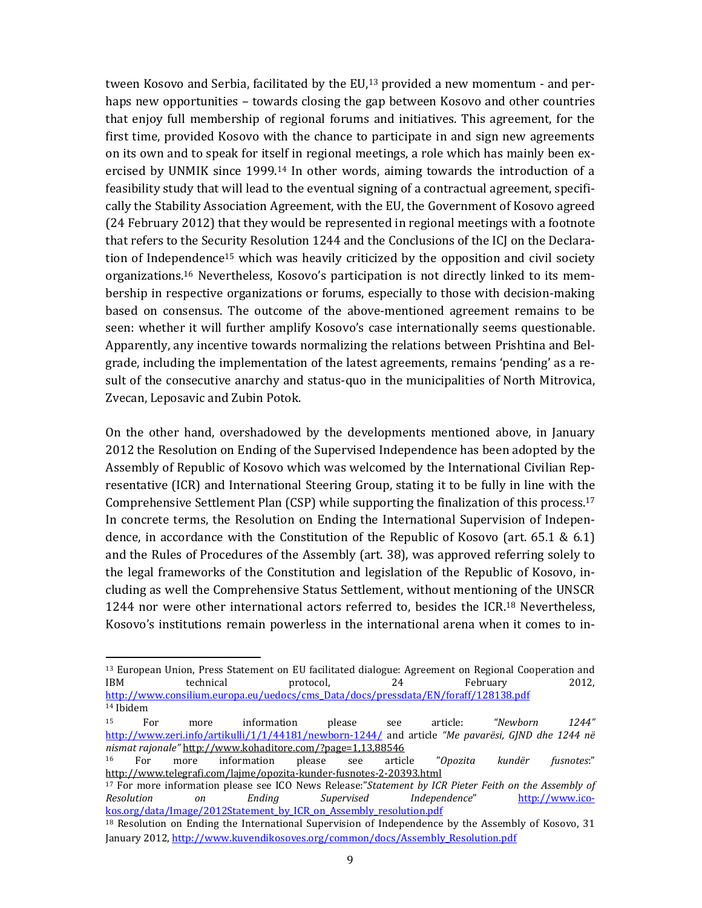tween Kosovo and Serbia, facilitated by the EU,[13] provided a new momentum - and perhaps new opportunities – towards closing the gap between Kosovo and other countries that enjoy full membership of regional forums and initiatives. This agreement, for the first time, provided Kosovo with the chance to participate in and sign new agreements on its own and to speak for itself in regional meetings, a role which has mainly been exercised by UNMIK since 1999.[14] In other words, aiming towards the introduction of a feasibility study that will lead to the eventual signing of a contractual agreement, specifically the Stability Association Agreement, with the EU, the Government of Kosovo agreed (24 February 2012) that they would be represented in regional meetings with a footnote that refers to the Security Resolution 1244 and the Conclusions of the ICJ on the Declaration of Independence[15] which was heavily criticized by the opposition and civil society organizations.[16] Nevertheless, Kosovo's participation is not directly linked to its membership in respective organizations or forums, especially to those with decision-making based on consensus. The outcome of the above-mentioned agreement remains to be seen: whether it will further amplify Kosovo's case internationally seems questionable. Apparently, any incentive towards normalizing the relations between Prishtina and Belgrade, including the implementation of the latest agreements, remains 'pending' as a result of the consecutive anarchy and status-quo in the municipalities of North Mitrovica, Zvecan, Leposavic and Zubin Potok.

On the other hand, overshadowed by the developments mentioned above, in January 2012 the Resolution on Ending of the Supervised Independence has been adopted by the Assembly of Republic of Kosovo which was welcomed by the International Civilian Representative (ICR) and International Steering Group, stating it to be fully in line with the Comprehensive Settlement Plan (CSP) while supporting the finalization of this process.[17] In concrete terms, the Resolution on Ending the International Supervision of Independence, in accordance with the Constitution of the Republic of Kosovo (art. 65.1 & 6.1) and the Rules of Procedures of the Assembly (art. 38), was approved referring solely to the legal frameworks of the Constitution and legislation of the Republic of Kosovo, including as well the Comprehensive Status Settlement, without mentioning of the UNSCR 1244 nor were other international actors referred to, besides the ICR.[18] Nevertheless, Kosovo's institutions remain powerless in the international arena when it comes to in-

---

[13] European Union, Press Statement on EU facilitated dialogue: Agreement on Regional Cooperation and IBM technical protocol, 24 February 2012, http://www.consilium.europa.eu/uedocs/cms_Data/docs/pressdata/EN/foraff/128138.pdf

[14] Ibidem

[15] For more information please see article: *"Newborn 1244"* http://www.zeri.info/artikulli/1/1/44181/newborn-1244/ and article *"Me pavarësi, GJND dhe 1244 në nismat rajonale"* http://www.kohaditore.com/?page=1,13,88546

[16] For more information please see article "*Opozita kundër fusnotes*:" http://www.telegrafi.com/lajme/opozita-kunder-fusnotes-2-20393.html

[17] For more information please see ICO News Release:"*Statement by ICR Pieter Feith on the Assembly of Resolution on Ending Supervised Independence*" http://www.ico-kos.org/data/Image/2012Statement_by_ICR_on_Assembly_resolution.pdf

[18] Resolution on Ending the International Supervision of Independence by the Assembly of Kosovo, 31 January 2012, http://www.kuvendikosoves.org/common/docs/Assembly_Resolution.pdf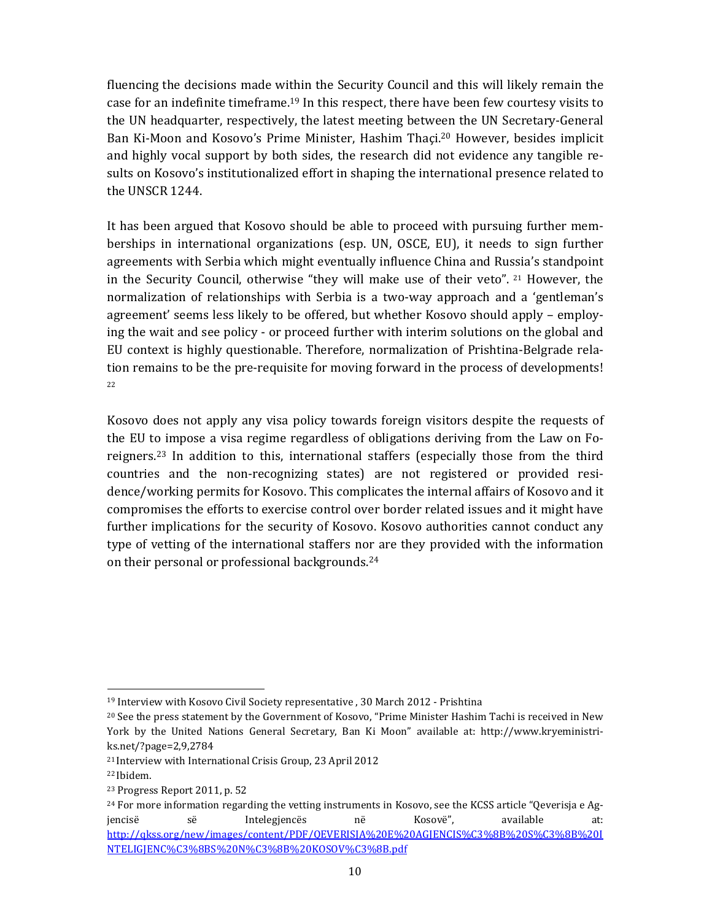fluencing the decisions made within the Security Council and this will likely remain the case for an indefinite timeframe.[19] In this respect, there have been few courtesy visits to the UN headquarter, respectively, the latest meeting between the UN Secretary-General Ban Ki-Moon and Kosovo's Prime Minister, Hashim Thaçi.[20] However, besides implicit and highly vocal support by both sides, the research did not evidence any tangible results on Kosovo's institutionalized effort in shaping the international presence related to the UNSCR 1244.

It has been argued that Kosovo should be able to proceed with pursuing further memberships in international organizations (esp. UN, OSCE, EU), it needs to sign further agreements with Serbia which might eventually influence China and Russia's standpoint in the Security Council, otherwise "they will make use of their veto". [21] However, the normalization of relationships with Serbia is a two-way approach and a 'gentleman's agreement' seems less likely to be offered, but whether Kosovo should apply – employing the wait and see policy - or proceed further with interim solutions on the global and EU context is highly questionable. Therefore, normalization of Prishtina-Belgrade relation remains to be the pre-requisite for moving forward in the process of developments! [22]

Kosovo does not apply any visa policy towards foreign visitors despite the requests of the EU to impose a visa regime regardless of obligations deriving from the Law on Foreigners.[23] In addition to this, international staffers (especially those from the third countries and the non-recognizing states) are not registered or provided residence/working permits for Kosovo. This complicates the internal affairs of Kosovo and it compromises the efforts to exercise control over border related issues and it might have further implications for the security of Kosovo. Kosovo authorities cannot conduct any type of vetting of the international staffers nor are they provided with the information on their personal or professional backgrounds.[24]

[19] Interview with Kosovo Civil Society representative , 30 March 2012 - Prishtina

[20] See the press statement by the Government of Kosovo, "Prime Minister Hashim Tachi is received in New York by the United Nations General Secretary, Ban Ki Moon" available at: http://www.kryeministri-ks.net/?page=2,9,2784

[21] Interview with International Crisis Group, 23 April 2012

[22] Ibidem.

[23] Progress Report 2011, p. 52

[24] For more information regarding the vetting instruments in Kosovo, see the KCSS article "Qeverisja e Agjencisë së Intelegjencës në Kosovë", available at: http://qkss.org/new/images/content/PDF/QEVERISJA%20E%20AGJENCIS%C3%8B%20S%C3%8B%20INTELIGJENC%C3%8BS%20N%C3%8B%20KOSOV%C3%8B.pdf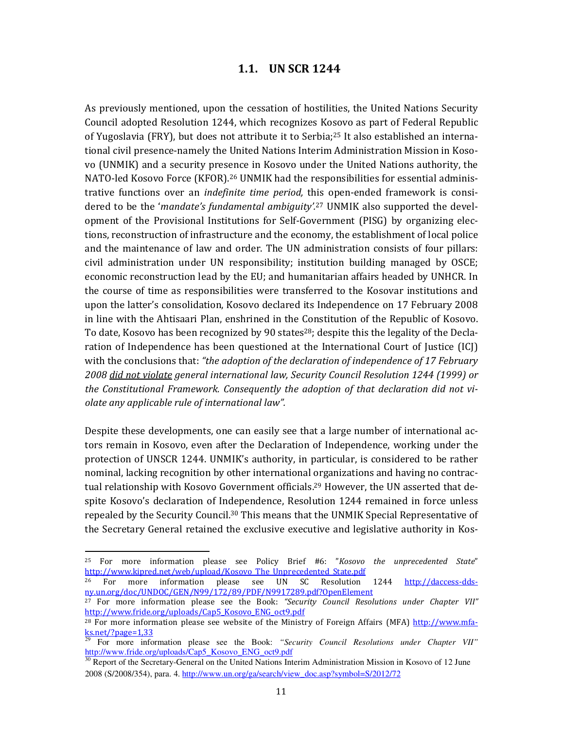## 1.1. UN SCR 1244

As previously mentioned, upon the cessation of hostilities, the United Nations Security Council adopted Resolution 1244, which recognizes Kosovo as part of Federal Republic of Yugoslavia (FRY), but does not attribute it to Serbia;[25] It also established an international civil presence-namely the United Nations Interim Administration Mission in Kosovo (UNMIK) and a security presence in Kosovo under the United Nations authority, the NATO-led Kosovo Force (KFOR).[26] UNMIK had the responsibilities for essential administrative functions over an *indefinite time period,* this open-ended framework is considered to be the '*mandate's fundamental ambiguity'*.[27] UNMIK also supported the development of the Provisional Institutions for Self-Government (PISG) by organizing elections, reconstruction of infrastructure and the economy, the establishment of local police and the maintenance of law and order. The UN administration consists of four pillars: civil administration under UN responsibility; institution building managed by OSCE; economic reconstruction lead by the EU; and humanitarian affairs headed by UNHCR. In the course of time as responsibilities were transferred to the Kosovar institutions and upon the latter's consolidation, Kosovo declared its Independence on 17 February 2008 in line with the Ahtisaari Plan, enshrined in the Constitution of the Republic of Kosovo. To date, Kosovo has been recognized by 90 states[28]; despite this the legality of the Declaration of Independence has been questioned at the International Court of Justice (ICJ) with the conclusions that: *"the adoption of the declaration of independence of 17 February 2008 did not violate general international law, Security Council Resolution 1244 (1999) or the Constitutional Framework. Consequently the adoption of that declaration did not violate any applicable rule of international law".*

Despite these developments, one can easily see that a large number of international actors remain in Kosovo, even after the Declaration of Independence, working under the protection of UNSCR 1244. UNMIK's authority, in particular, is considered to be rather nominal, lacking recognition by other international organizations and having no contractual relationship with Kosovo Government officials.[29] However, the UN asserted that despite Kosovo's declaration of Independence, Resolution 1244 remained in force unless repealed by the Security Council.[30] This means that the UNMIK Special Representative of the Secretary General retained the exclusive executive and legislative authority in Kos-

---

[25] For more information please see Policy Brief #6: "*Kosovo the unprecedented State*" http://www.kipred.net/web/upload/Kosovo_The_Unprecedented_State.pdf

[26] For more information please see UN SC Resolution 1244 http://daccess-dds-ny.un.org/doc/UNDOC/GEN/N99/172/89/PDF/N9917289.pdf?OpenElement

[27] For more information please see the Book: *"Security Council Resolutions under Chapter VII"* http://www.fride.org/uploads/Cap5_Kosovo_ENG_oct9.pdf

[28] For more information please see website of the Ministry of Foreign Affairs (MFA) http://www.mfa-ks.net/?page=1,33

[29] For more information please see the Book: *"Security Council Resolutions under Chapter VII"* http://www.fride.org/uploads/Cap5_Kosovo_ENG_oct9.pdf

[30] Report of the Secretary-General on the United Nations Interim Administration Mission in Kosovo of 12 June 2008 (S/2008/354), para. 4. http://www.un.org/ga/search/view_doc.asp?symbol=S/2012/72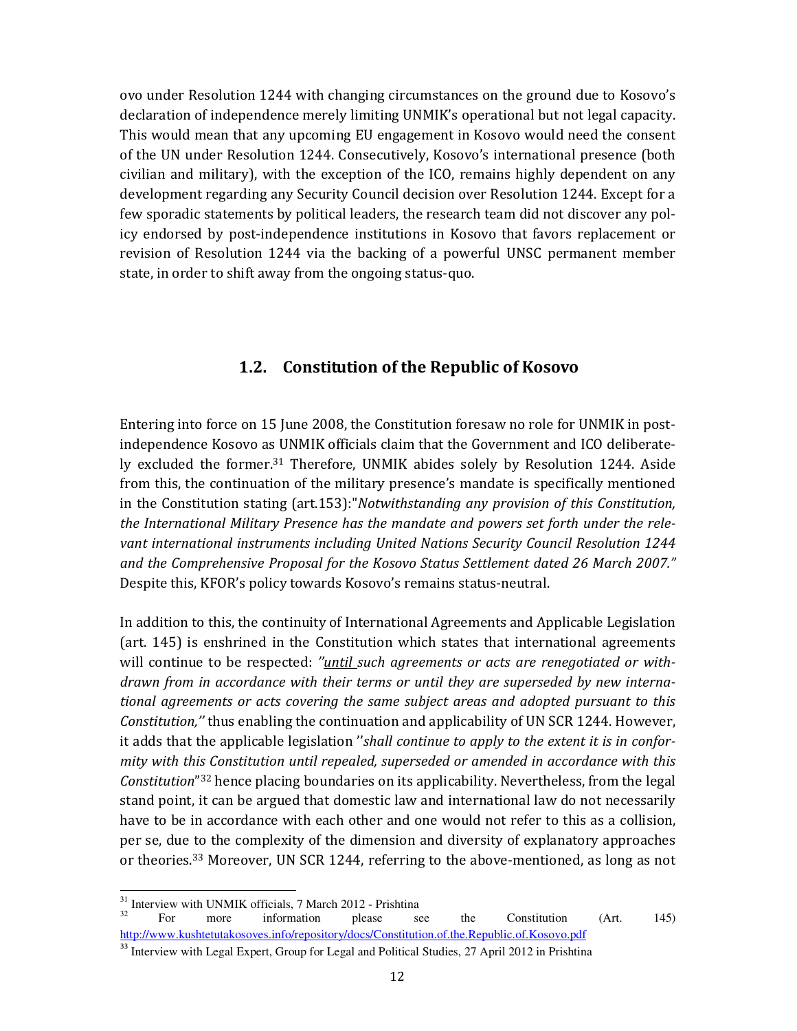ovo under Resolution 1244 with changing circumstances on the ground due to Kosovo's declaration of independence merely limiting UNMIK's operational but not legal capacity. This would mean that any upcoming EU engagement in Kosovo would need the consent of the UN under Resolution 1244. Consecutively, Kosovo's international presence (both civilian and military), with the exception of the ICO, remains highly dependent on any development regarding any Security Council decision over Resolution 1244. Except for a few sporadic statements by political leaders, the research team did not discover any policy endorsed by post-independence institutions in Kosovo that favors replacement or revision of Resolution 1244 via the backing of a powerful UNSC permanent member state, in order to shift away from the ongoing status-quo.

## 1.2. Constitution of the Republic of Kosovo

Entering into force on 15 June 2008, the Constitution foresaw no role for UNMIK in post-independence Kosovo as UNMIK officials claim that the Government and ICO deliberately excluded the former.[31] Therefore, UNMIK abides solely by Resolution 1244. Aside from this, the continuation of the military presence's mandate is specifically mentioned in the Constitution stating (art.153):"*Notwithstanding any provision of this Constitution, the International Military Presence has the mandate and powers set forth under the relevant international instruments including United Nations Security Council Resolution 1244 and the Comprehensive Proposal for the Kosovo Status Settlement dated 26 March 2007.*" Despite this, KFOR's policy towards Kosovo's remains status-neutral.

In addition to this, the continuity of International Agreements and Applicable Legislation (art. 145) is enshrined in the Constitution which states that international agreements will continue to be respected: *''<u>until</u> such agreements or acts are renegotiated or withdrawn from in accordance with their terms or until they are superseded by new international agreements or acts covering the same subject areas and adopted pursuant to this Constitution,''* thus enabling the continuation and applicability of UN SCR 1244. However, it adds that the applicable legislation ''*shall continue to apply to the extent it is in conformity with this Constitution until repealed, superseded or amended in accordance with this Constitution*"[32] hence placing boundaries on its applicability. Nevertheless, from the legal stand point, it can be argued that domestic law and international law do not necessarily have to be in accordance with each other and one would not refer to this as a collision, per se, due to the complexity of the dimension and diversity of explanatory approaches or theories.[33] Moreover, UN SCR 1244, referring to the above-mentioned, as long as not

[31] Interview with UNMIK officials, 7 March 2012 - Prishtina

[32] For more information please see the Constitution (Art. 145) http://www.kushtetutakosoves.info/repository/docs/Constitution.of.the.Republic.of.Kosovo.pdf

[33] Interview with Legal Expert, Group for Legal and Political Studies, 27 April 2012 in Prishtina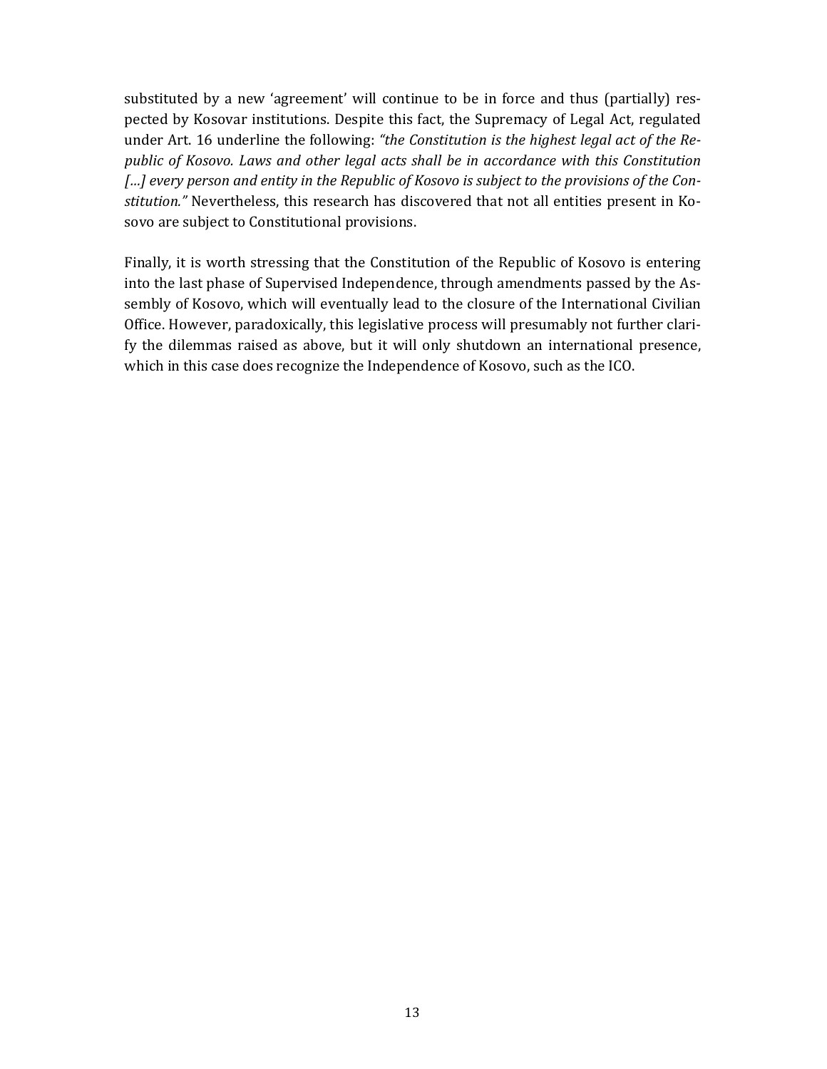substituted by a new 'agreement' will continue to be in force and thus (partially) respected by Kosovar institutions. Despite this fact, the Supremacy of Legal Act, regulated under Art. 16 underline the following: *"the Constitution is the highest legal act of the Republic of Kosovo. Laws and other legal acts shall be in accordance with this Constitution […] every person and entity in the Republic of Kosovo is subject to the provisions of the Constitution."* Nevertheless, this research has discovered that not all entities present in Kosovo are subject to Constitutional provisions.

Finally, it is worth stressing that the Constitution of the Republic of Kosovo is entering into the last phase of Supervised Independence, through amendments passed by the Assembly of Kosovo, which will eventually lead to the closure of the International Civilian Office. However, paradoxically, this legislative process will presumably not further clarify the dilemmas raised as above, but it will only shutdown an international presence, which in this case does recognize the Independence of Kosovo, such as the ICO.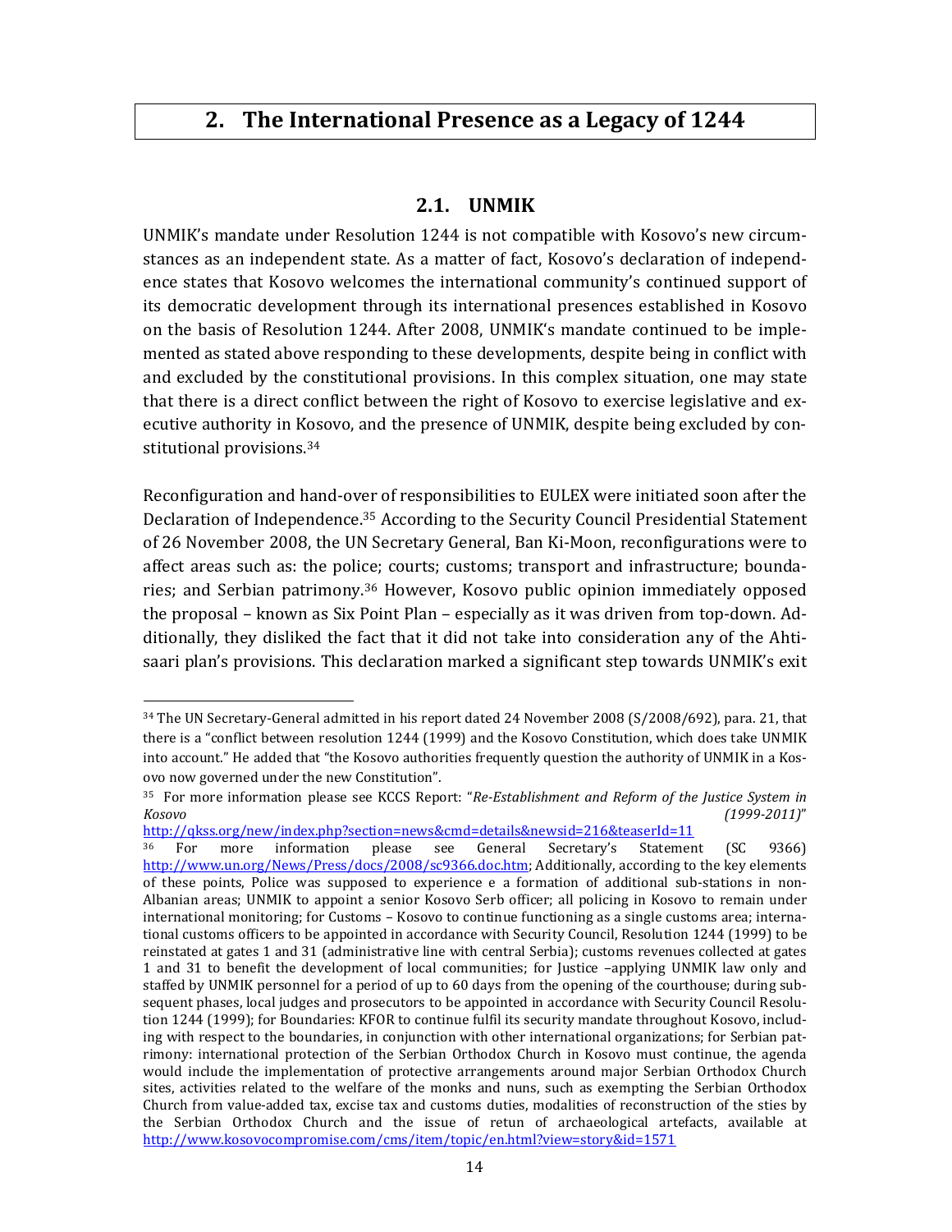# 2. The International Presence as a Legacy of 1244

## 2.1. UNMIK

UNMIK's mandate under Resolution 1244 is not compatible with Kosovo's new circumstances as an independent state. As a matter of fact, Kosovo's declaration of independence states that Kosovo welcomes the international community's continued support of its democratic development through its international presences established in Kosovo on the basis of Resolution 1244. After 2008, UNMIK's mandate continued to be implemented as stated above responding to these developments, despite being in conflict with and excluded by the constitutional provisions. In this complex situation, one may state that there is a direct conflict between the right of Kosovo to exercise legislative and executive authority in Kosovo, and the presence of UNMIK, despite being excluded by constitutional provisions.[34]

Reconfiguration and hand-over of responsibilities to EULEX were initiated soon after the Declaration of Independence.[35] According to the Security Council Presidential Statement of 26 November 2008, the UN Secretary General, Ban Ki-Moon, reconfigurations were to affect areas such as: the police; courts; customs; transport and infrastructure; boundaries; and Serbian patrimony.[36] However, Kosovo public opinion immediately opposed the proposal – known as Six Point Plan – especially as it was driven from top-down. Additionally, they disliked the fact that it did not take into consideration any of the Ahtisaari plan's provisions. This declaration marked a significant step towards UNMIK's exit

---

[34] The UN Secretary-General admitted in his report dated 24 November 2008 (S/2008/692), para. 21, that there is a "conflict between resolution 1244 (1999) and the Kosovo Constitution, which does take UNMIK into account." He added that "the Kosovo authorities frequently question the authority of UNMIK in a Kosovo now governed under the new Constitution".

[35] For more information please see KCCS Report: "*Re-Establishment and Reform of the Justice System in Kosovo (1999-2011)*" http://qkss.org/new/index.php?section=news&cmd=details&newsid=216&teaserId=11

[36] For more information please see General Secretary's Statement (SC 9366) http://www.un.org/News/Press/docs/2008/sc9366.doc.htm; Additionally, according to the key elements of these points, Police was supposed to experience e a formation of additional sub-stations in non-Albanian areas; UNMIK to appoint a senior Kosovo Serb officer; all policing in Kosovo to remain under international monitoring; for Customs – Kosovo to continue functioning as a single customs area; international customs officers to be appointed in accordance with Security Council, Resolution 1244 (1999) to be reinstated at gates 1 and 31 (administrative line with central Serbia); customs revenues collected at gates 1 and 31 to benefit the development of local communities; for Justice –applying UNMIK law only and staffed by UNMIK personnel for a period of up to 60 days from the opening of the courthouse; during subsequent phases, local judges and prosecutors to be appointed in accordance with Security Council Resolution 1244 (1999); for Boundaries: KFOR to continue fulfil its security mandate throughout Kosovo, including with respect to the boundaries, in conjunction with other international organizations; for Serbian patrimony: international protection of the Serbian Orthodox Church in Kosovo must continue, the agenda would include the implementation of protective arrangements around major Serbian Orthodox Church sites, activities related to the welfare of the monks and nuns, such as exempting the Serbian Orthodox Church from value-added tax, excise tax and customs duties, modalities of reconstruction of the sties by the Serbian Orthodox Church and the issue of retun of archaeological artefacts, available at http://www.kosovocompromise.com/cms/item/topic/en.html?view=story&id=1571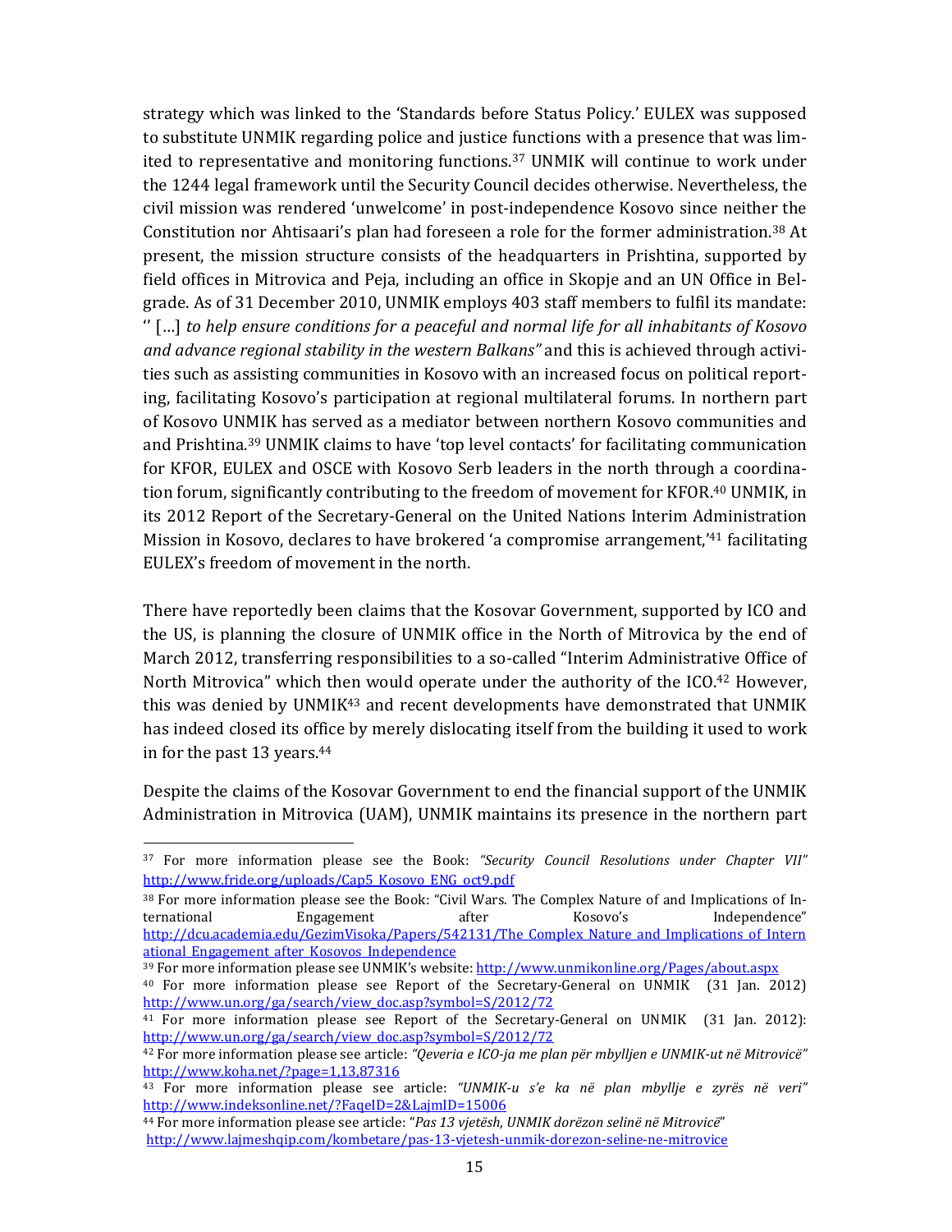strategy which was linked to the 'Standards before Status Policy.' EULEX was supposed to substitute UNMIK regarding police and justice functions with a presence that was limited to representative and monitoring functions.[37] UNMIK will continue to work under the 1244 legal framework until the Security Council decides otherwise. Nevertheless, the civil mission was rendered 'unwelcome' in post-independence Kosovo since neither the Constitution nor Ahtisaari's plan had foreseen a role for the former administration.[38] At present, the mission structure consists of the headquarters in Prishtina, supported by field offices in Mitrovica and Peja, including an office in Skopje and an UN Office in Belgrade. As of 31 December 2010, UNMIK employs 403 staff members to fulfil its mandate: '' […] *to help ensure conditions for a peaceful and normal life for all inhabitants of Kosovo and advance regional stability in the western Balkans"* and this is achieved through activities such as assisting communities in Kosovo with an increased focus on political reporting, facilitating Kosovo's participation at regional multilateral forums. In northern part of Kosovo UNMIK has served as a mediator between northern Kosovo communities and and Prishtina.[39] UNMIK claims to have 'top level contacts' for facilitating communication for KFOR, EULEX and OSCE with Kosovo Serb leaders in the north through a coordination forum, significantly contributing to the freedom of movement for KFOR.[40] UNMIK, in its 2012 Report of the Secretary-General on the United Nations Interim Administration Mission in Kosovo, declares to have brokered 'a compromise arrangement,'[41] facilitating EULEX's freedom of movement in the north.

There have reportedly been claims that the Kosovar Government, supported by ICO and the US, is planning the closure of UNMIK office in the North of Mitrovica by the end of March 2012, transferring responsibilities to a so-called "Interim Administrative Office of North Mitrovica" which then would operate under the authority of the ICO.[42] However, this was denied by UNMIK[43] and recent developments have demonstrated that UNMIK has indeed closed its office by merely dislocating itself from the building it used to work in for the past 13 years.[44]

Despite the claims of the Kosovar Government to end the financial support of the UNMIK Administration in Mitrovica (UAM), UNMIK maintains its presence in the northern part

---

[37] For more information please see the Book: *"Security Council Resolutions under Chapter VII"* http://www.fride.org/uploads/Cap5_Kosovo_ENG_oct9.pdf

[38] For more information please see the Book: "Civil Wars. The Complex Nature of and Implications of International Engagement after Kosovo's Independence" http://dcu.academia.edu/GezimVisoka/Papers/542131/The_Complex_Nature_and_Implications_of_International_Engagement_after_Kosovos_Independence

[39] For more information please see UNMIK's website: http://www.unmikonline.org/Pages/about.aspx

[40] For more information please see Report of the Secretary-General on UNMIK (31 Jan. 2012) http://www.un.org/ga/search/view_doc.asp?symbol=S/2012/72

[41] For more information please see Report of the Secretary-General on UNMIK (31 Jan. 2012): http://www.un.org/ga/search/view_doc.asp?symbol=S/2012/72

[42] For more information please see article: *"Qeveria e ICO-ja me plan për mbylljen e UNMIK-ut në Mitrovicë"* http://www.koha.net/?page=1,13,87316

[43] For more information please see article: *"UNMIK-u s'e ka në plan mbyllje e zyrës në veri"* http://www.indeksonline.net/?FaqeID=2&LajmID=15006

[44] For more information please see article: "*Pas 13 vjetësh, UNMIK dorëzon selinë në Mitrovicë*" http://www.lajmeshqip.com/kombetare/pas-13-vjetesh-unmik-dorezon-seline-ne-mitrovice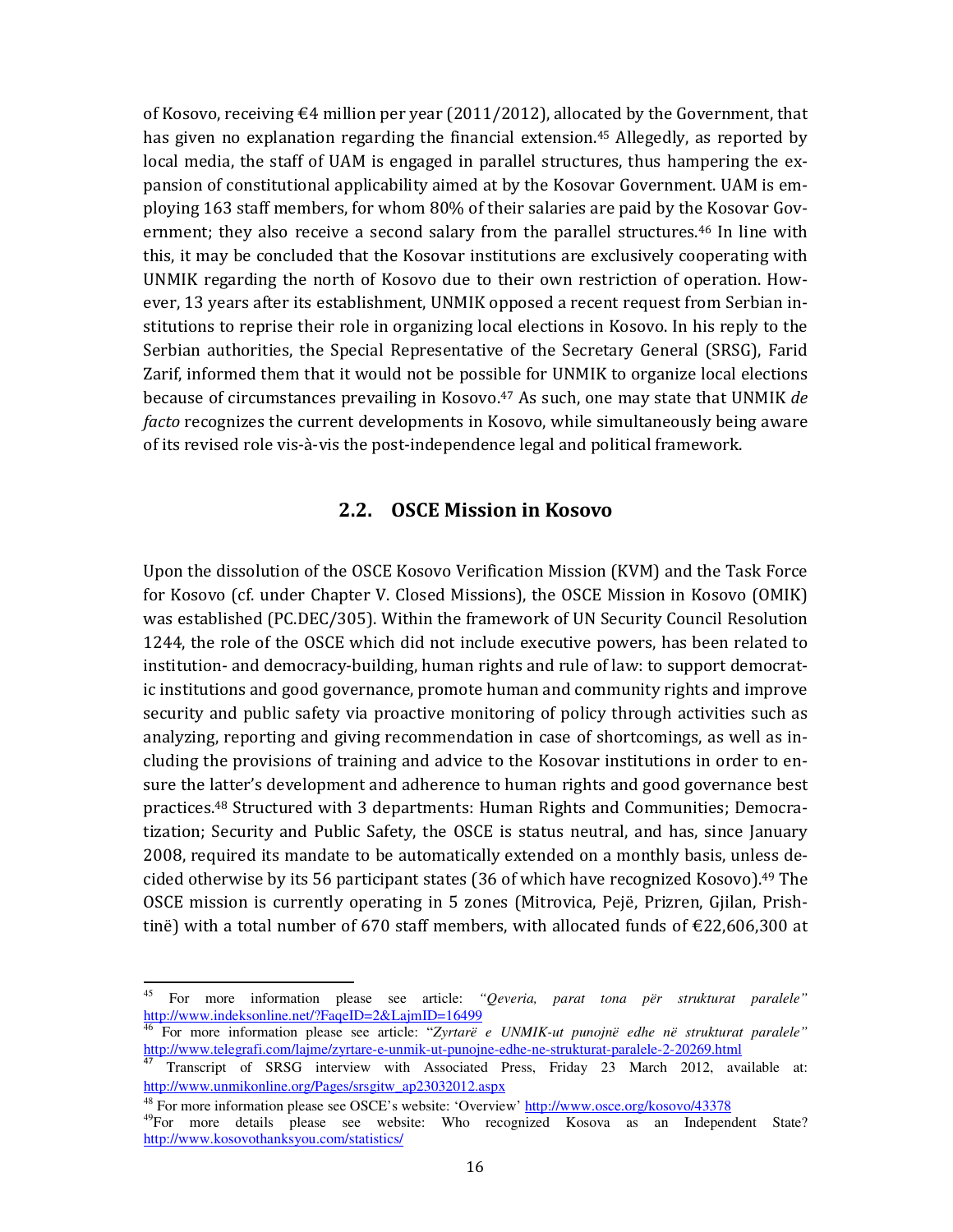of Kosovo, receiving €4 million per year (2011/2012), allocated by the Government, that has given no explanation regarding the financial extension.[45] Allegedly, as reported by local media, the staff of UAM is engaged in parallel structures, thus hampering the expansion of constitutional applicability aimed at by the Kosovar Government. UAM is employing 163 staff members, for whom 80% of their salaries are paid by the Kosovar Government; they also receive a second salary from the parallel structures.[46] In line with this, it may be concluded that the Kosovar institutions are exclusively cooperating with UNMIK regarding the north of Kosovo due to their own restriction of operation. However, 13 years after its establishment, UNMIK opposed a recent request from Serbian institutions to reprise their role in organizing local elections in Kosovo. In his reply to the Serbian authorities, the Special Representative of the Secretary General (SRSG), Farid Zarif, informed them that it would not be possible for UNMIK to organize local elections because of circumstances prevailing in Kosovo.[47] As such, one may state that UNMIK *de facto* recognizes the current developments in Kosovo, while simultaneously being aware of its revised role vis-à-vis the post-independence legal and political framework.

## 2.2. OSCE Mission in Kosovo

Upon the dissolution of the OSCE Kosovo Verification Mission (KVM) and the Task Force for Kosovo (cf. under Chapter V. Closed Missions), the OSCE Mission in Kosovo (OMIK) was established (PC.DEC/305). Within the framework of UN Security Council Resolution 1244, the role of the OSCE which did not include executive powers, has been related to institution- and democracy-building, human rights and rule of law: to support democratic institutions and good governance, promote human and community rights and improve security and public safety via proactive monitoring of policy through activities such as analyzing, reporting and giving recommendation in case of shortcomings, as well as including the provisions of training and advice to the Kosovar institutions in order to ensure the latter's development and adherence to human rights and good governance best practices.[48] Structured with 3 departments: Human Rights and Communities; Democratization; Security and Public Safety, the OSCE is status neutral, and has, since January 2008, required its mandate to be automatically extended on a monthly basis, unless decided otherwise by its 56 participant states (36 of which have recognized Kosovo).[49] The OSCE mission is currently operating in 5 zones (Mitrovica, Pejë, Prizren, Gjilan, Prishtinë) with a total number of 670 staff members, with allocated funds of €22,606,300 at

---

[45] For more information please see article: *"Qeveria, parat tona për strukturat paralele"* http://www.indeksonline.net/?FaqeID=2&LajmID=16499

[46] For more information please see article: "*Zyrtarë e UNMIK-ut punojnë edhe në strukturat paralele"* http://www.telegrafi.com/lajme/zyrtare-e-unmik-ut-punojne-edhe-ne-strukturat-paralele-2-20269.html

[47] Transcript of SRSG interview with Associated Press, Friday 23 March 2012, available at: http://www.unmikonline.org/Pages/srsgitw_ap23032012.aspx

[48] For more information please see OSCE's website: 'Overview' http://www.osce.org/kosovo/43378

[49] For more details please see website: Who recognized Kosova as an Independent State? http://www.kosovothanksyou.com/statistics/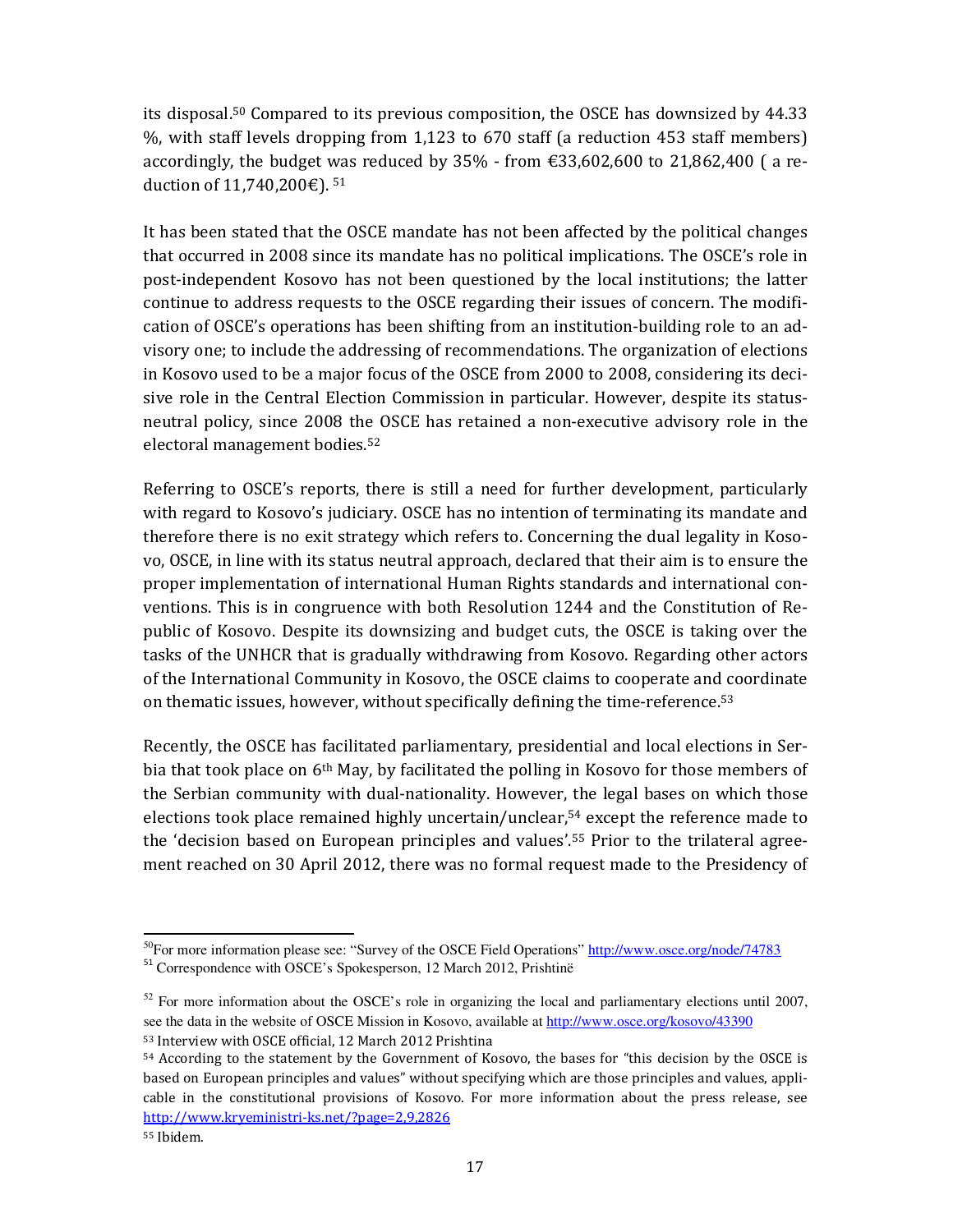its disposal.[50] Compared to its previous composition, the OSCE has downsized by 44.33 %, with staff levels dropping from 1,123 to 670 staff (a reduction 453 staff members) accordingly, the budget was reduced by 35% - from €33,602,600 to 21,862,400 ( a reduction of 11,740,200€). [51]

It has been stated that the OSCE mandate has not been affected by the political changes that occurred in 2008 since its mandate has no political implications. The OSCE's role in post-independent Kosovo has not been questioned by the local institutions; the latter continue to address requests to the OSCE regarding their issues of concern. The modification of OSCE's operations has been shifting from an institution-building role to an advisory one; to include the addressing of recommendations. The organization of elections in Kosovo used to be a major focus of the OSCE from 2000 to 2008, considering its decisive role in the Central Election Commission in particular. However, despite its status-neutral policy, since 2008 the OSCE has retained a non-executive advisory role in the electoral management bodies.[52]

Referring to OSCE's reports, there is still a need for further development, particularly with regard to Kosovo's judiciary. OSCE has no intention of terminating its mandate and therefore there is no exit strategy which refers to. Concerning the dual legality in Kosovo, OSCE, in line with its status neutral approach, declared that their aim is to ensure the proper implementation of international Human Rights standards and international conventions. This is in congruence with both Resolution 1244 and the Constitution of Republic of Kosovo. Despite its downsizing and budget cuts, the OSCE is taking over the tasks of the UNHCR that is gradually withdrawing from Kosovo. Regarding other actors of the International Community in Kosovo, the OSCE claims to cooperate and coordinate on thematic issues, however, without specifically defining the time-reference.[53]

Recently, the OSCE has facilitated parliamentary, presidential and local elections in Serbia that took place on 6th May, by facilitated the polling in Kosovo for those members of the Serbian community with dual-nationality. However, the legal bases on which those elections took place remained highly uncertain/unclear,[54] except the reference made to the 'decision based on European principles and values'.[55] Prior to the trilateral agreement reached on 30 April 2012, there was no formal request made to the Presidency of

---

[50] For more information please see: "Survey of the OSCE Field Operations" http://www.osce.org/node/74783

[51] Correspondence with OSCE's Spokesperson, 12 March 2012, Prishtinë

[52] For more information about the OSCE's role in organizing the local and parliamentary elections until 2007, see the data in the website of OSCE Mission in Kosovo, available at http://www.osce.org/kosovo/43390

[53] Interview with OSCE official, 12 March 2012 Prishtina

[54] According to the statement by the Government of Kosovo, the bases for "this decision by the OSCE is based on European principles and values" without specifying which are those principles and values, applicable in the constitutional provisions of Kosovo. For more information about the press release, see http://www.kryeministri-ks.net/?page=2,9,2826

[55] Ibidem.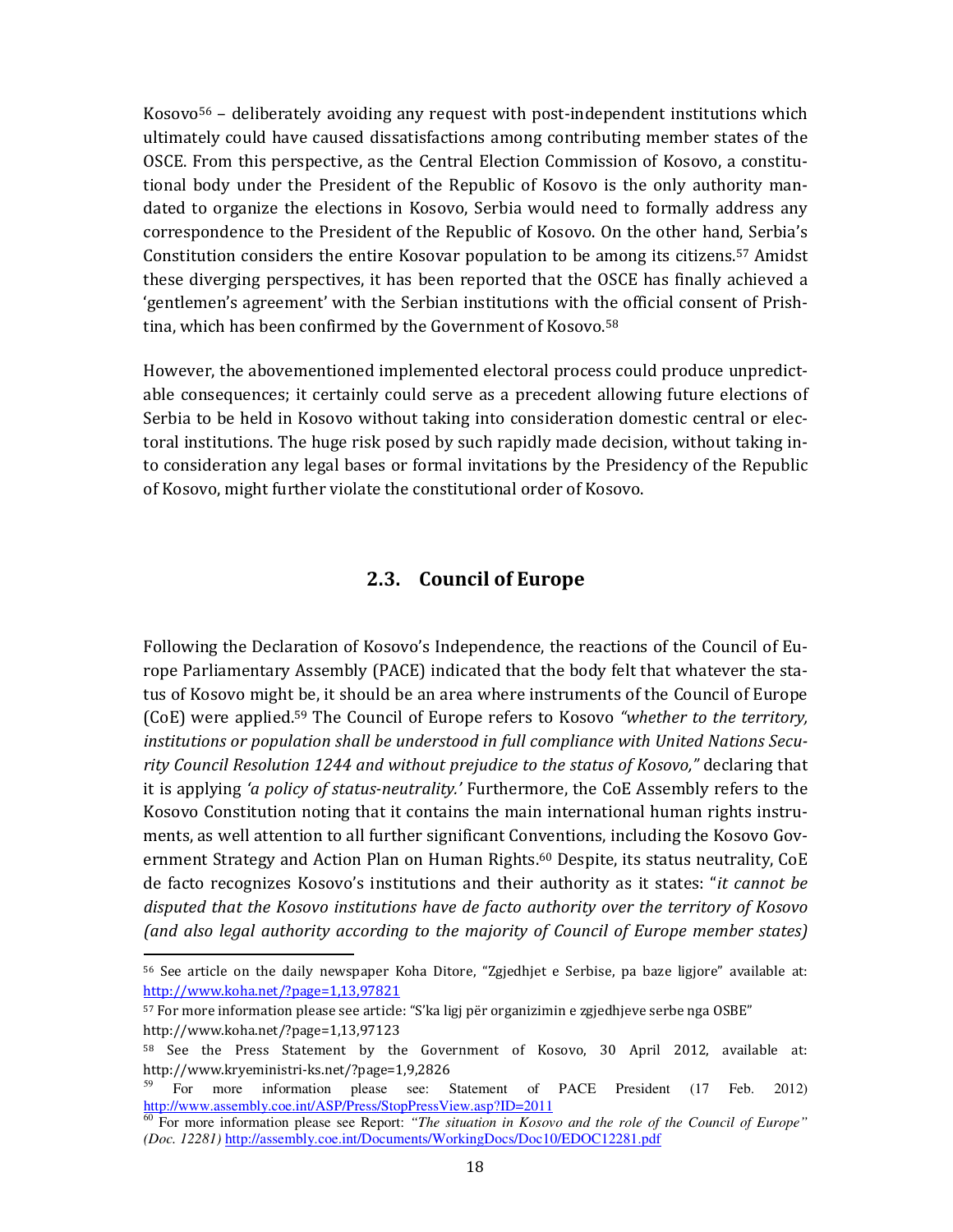Kosovo[56] – deliberately avoiding any request with post-independent institutions which ultimately could have caused dissatisfactions among contributing member states of the OSCE. From this perspective, as the Central Election Commission of Kosovo, a constitutional body under the President of the Republic of Kosovo is the only authority mandated to organize the elections in Kosovo, Serbia would need to formally address any correspondence to the President of the Republic of Kosovo. On the other hand, Serbia's Constitution considers the entire Kosovar population to be among its citizens.[57] Amidst these diverging perspectives, it has been reported that the OSCE has finally achieved a 'gentlemen's agreement' with the Serbian institutions with the official consent of Prishtina, which has been confirmed by the Government of Kosovo.[58]

However, the abovementioned implemented electoral process could produce unpredictable consequences; it certainly could serve as a precedent allowing future elections of Serbia to be held in Kosovo without taking into consideration domestic central or electoral institutions. The huge risk posed by such rapidly made decision, without taking into consideration any legal bases or formal invitations by the Presidency of the Republic of Kosovo, might further violate the constitutional order of Kosovo.

### 2.3. Council of Europe

Following the Declaration of Kosovo's Independence, the reactions of the Council of Europe Parliamentary Assembly (PACE) indicated that the body felt that whatever the status of Kosovo might be, it should be an area where instruments of the Council of Europe (CoE) were applied.[59] The Council of Europe refers to Kosovo *"whether to the territory, institutions or population shall be understood in full compliance with United Nations Security Council Resolution 1244 and without prejudice to the status of Kosovo,"* declaring that it is applying *'a policy of status-neutrality.'* Furthermore, the CoE Assembly refers to the Kosovo Constitution noting that it contains the main international human rights instruments, as well attention to all further significant Conventions, including the Kosovo Government Strategy and Action Plan on Human Rights.[60] Despite, its status neutrality, CoE de facto recognizes Kosovo's institutions and their authority as it states: "*it cannot be disputed that the Kosovo institutions have de facto authority over the territory of Kosovo (and also legal authority according to the majority of Council of Europe member states)*

---

[56] See article on the daily newspaper Koha Ditore, "Zgjedhjet e Serbise, pa baze ligjore" available at: http://www.koha.net/?page=1,13,97821

[57] For more information please see article: "S'ka ligj për organizimin e zgjedhjeve serbe nga OSBE" http://www.koha.net/?page=1,13,97123

[58] See the Press Statement by the Government of Kosovo, 30 April 2012, available at: http://www.kryeministri-ks.net/?page=1,9,2826

[59] For more information please see: Statement of PACE President (17 Feb. 2012) http://www.assembly.coe.int/ASP/Press/StopPressView.asp?ID=2011

[60] For more information please see Report: *"The situation in Kosovo and the role of the Council of Europe" (Doc. 12281)* http://assembly.coe.int/Documents/WorkingDocs/Doc10/EDOC12281.pdf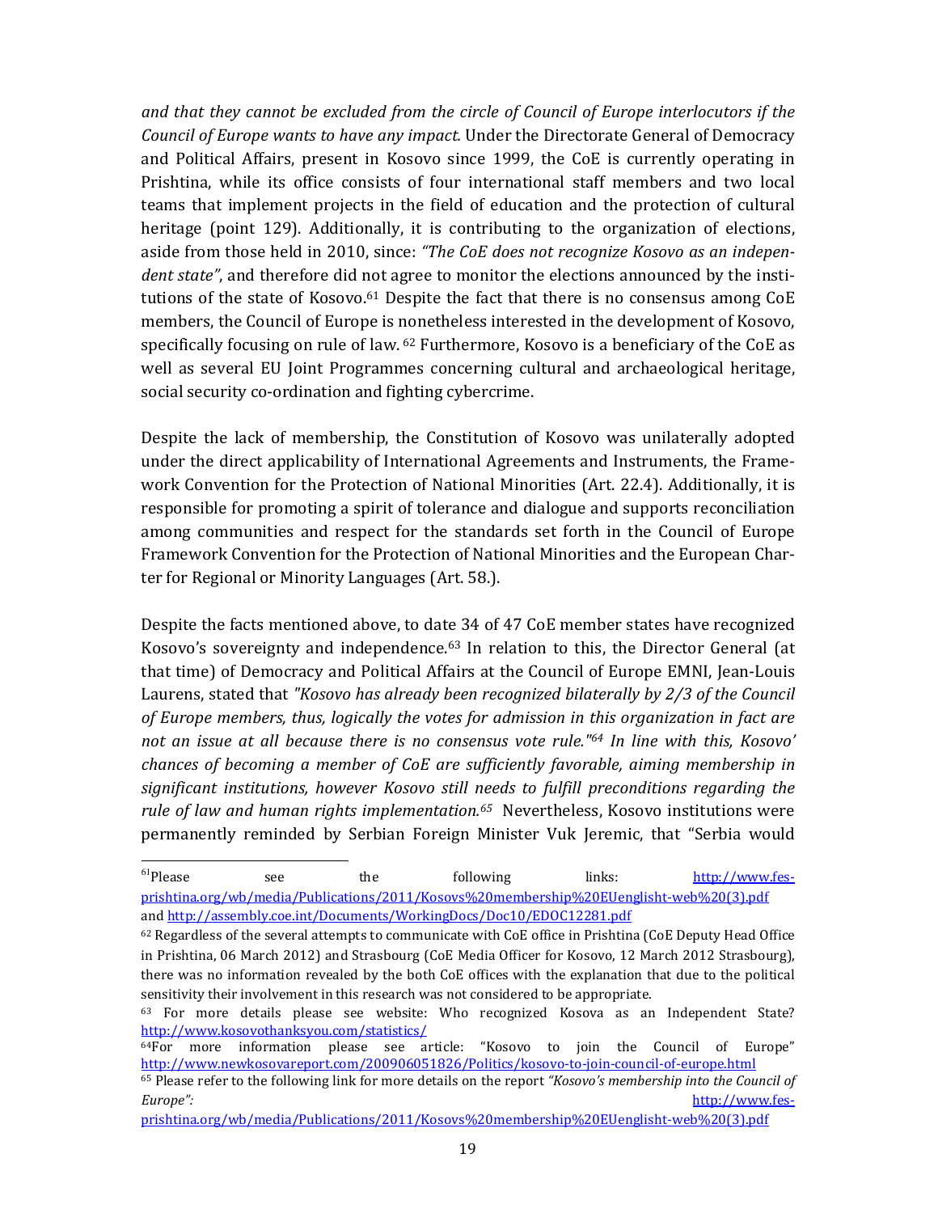*and that they cannot be excluded from the circle of Council of Europe interlocutors if the Council of Europe wants to have any impact.* Under the Directorate General of Democracy and Political Affairs, present in Kosovo since 1999, the CoE is currently operating in Prishtina, while its office consists of four international staff members and two local teams that implement projects in the field of education and the protection of cultural heritage (point 129). Additionally, it is contributing to the organization of elections, aside from those held in 2010, since: *"The CoE does not recognize Kosovo as an independent state"*, and therefore did not agree to monitor the elections announced by the institutions of the state of Kosovo.[61] Despite the fact that there is no consensus among CoE members, the Council of Europe is nonetheless interested in the development of Kosovo, specifically focusing on rule of law. [62] Furthermore, Kosovo is a beneficiary of the CoE as well as several EU Joint Programmes concerning cultural and archaeological heritage, social security co-ordination and fighting cybercrime.

Despite the lack of membership, the Constitution of Kosovo was unilaterally adopted under the direct applicability of International Agreements and Instruments, the Framework Convention for the Protection of National Minorities (Art. 22.4). Additionally, it is responsible for promoting a spirit of tolerance and dialogue and supports reconciliation among communities and respect for the standards set forth in the Council of Europe Framework Convention for the Protection of National Minorities and the European Charter for Regional or Minority Languages (Art. 58.).

Despite the facts mentioned above, to date 34 of 47 CoE member states have recognized Kosovo's sovereignty and independence.[63] In relation to this, the Director General (at that time) of Democracy and Political Affairs at the Council of Europe EMNI, Jean-Louis Laurens, stated that *"Kosovo has already been recognized bilaterally by 2/3 of the Council of Europe members, thus, logically the votes for admission in this organization in fact are not an issue at all because there is no consensus vote rule."[64] In line with this, Kosovo' chances of becoming a member of CoE are sufficiently favorable, aiming membership in significant institutions, however Kosovo still needs to fulfill preconditions regarding the rule of law and human rights implementation.[65]* Nevertheless, Kosovo institutions were permanently reminded by Serbian Foreign Minister Vuk Jeremic, that "Serbia would

---

[61] Please see the following links: http://www.fes-prishtina.org/wb/media/Publications/2011/Kosovs%20membership%20EUenglisht-web%20(3).pdf and http://assembly.coe.int/Documents/WorkingDocs/Doc10/EDOC12281.pdf

[62] Regardless of the several attempts to communicate with CoE office in Prishtina (CoE Deputy Head Office in Prishtina, 06 March 2012) and Strasbourg (CoE Media Officer for Kosovo, 12 March 2012 Strasbourg), there was no information revealed by the both CoE offices with the explanation that due to the political sensitivity their involvement in this research was not considered to be appropriate.

[63] For more details please see website: Who recognized Kosova as an Independent State? http://www.kosovothanksyou.com/statistics/

[64] For more information please see article: "Kosovo to join the Council of Europe" http://www.newkosovareport.com/200906051826/Politics/kosovo-to-join-council-of-europe.html

[65] Please refer to the following link for more details on the report *"Kosovo's membership into the Council of Europe":* http://www.fes-prishtina.org/wb/media/Publications/2011/Kosovs%20membership%20EUenglisht-web%20(3).pdf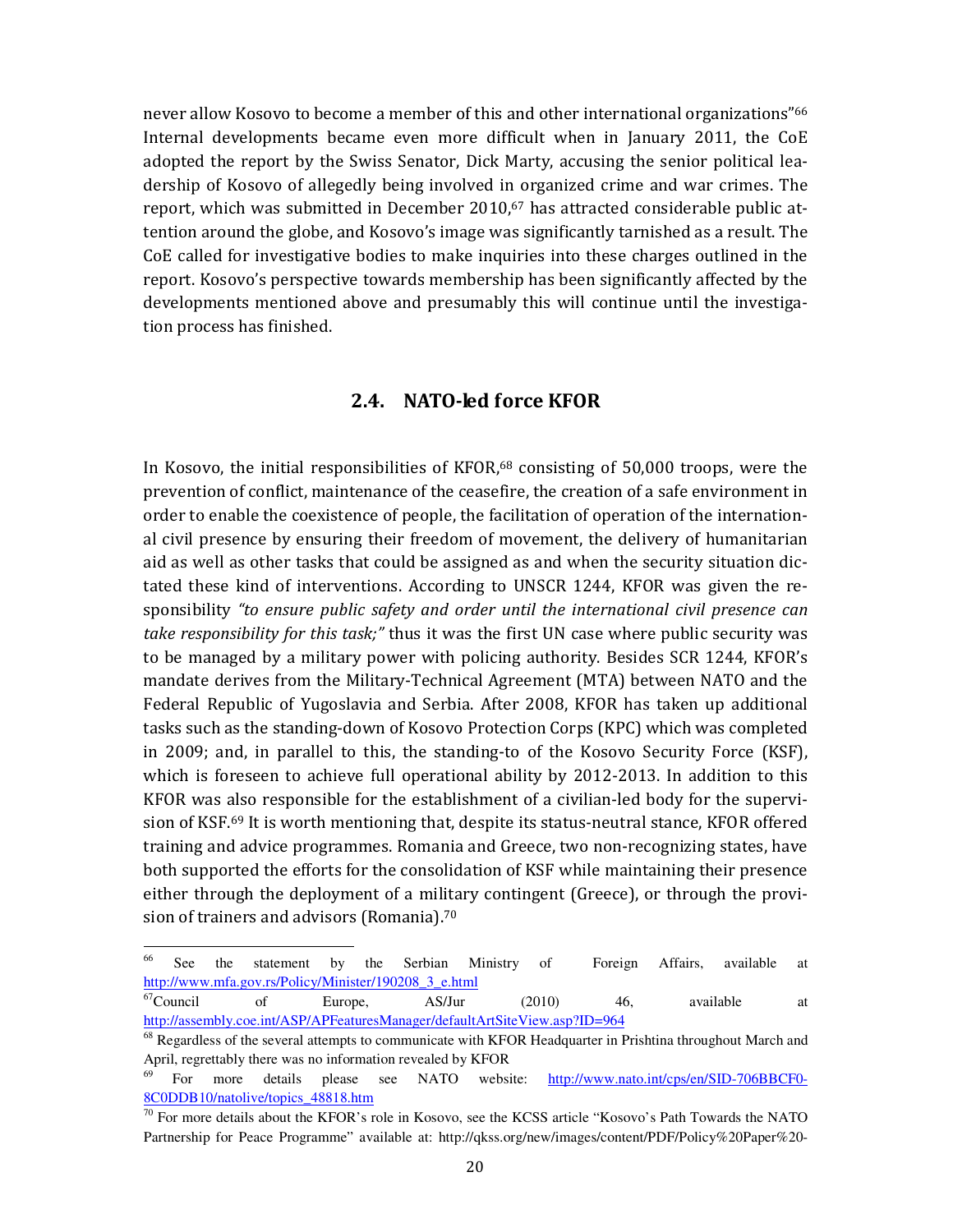never allow Kosovo to become a member of this and other international organizations"[66] Internal developments became even more difficult when in January 2011, the CoE adopted the report by the Swiss Senator, Dick Marty, accusing the senior political leadership of Kosovo of allegedly being involved in organized crime and war crimes. The report, which was submitted in December 2010,[67] has attracted considerable public attention around the globe, and Kosovo's image was significantly tarnished as a result. The CoE called for investigative bodies to make inquiries into these charges outlined in the report. Kosovo's perspective towards membership has been significantly affected by the developments mentioned above and presumably this will continue until the investigation process has finished.

## 2.4. NATO-led force KFOR

In Kosovo, the initial responsibilities of KFOR,[68] consisting of 50,000 troops, were the prevention of conflict, maintenance of the ceasefire, the creation of a safe environment in order to enable the coexistence of people, the facilitation of operation of the international civil presence by ensuring their freedom of movement, the delivery of humanitarian aid as well as other tasks that could be assigned as and when the security situation dictated these kind of interventions. According to UNSCR 1244, KFOR was given the responsibility *"to ensure public safety and order until the international civil presence can take responsibility for this task;"* thus it was the first UN case where public security was to be managed by a military power with policing authority. Besides SCR 1244, KFOR's mandate derives from the Military-Technical Agreement (MTA) between NATO and the Federal Republic of Yugoslavia and Serbia. After 2008, KFOR has taken up additional tasks such as the standing-down of Kosovo Protection Corps (KPC) which was completed in 2009; and, in parallel to this, the standing-to of the Kosovo Security Force (KSF), which is foreseen to achieve full operational ability by 2012-2013. In addition to this KFOR was also responsible for the establishment of a civilian-led body for the supervision of KSF.[69] It is worth mentioning that, despite its status-neutral stance, KFOR offered training and advice programmes. Romania and Greece, two non-recognizing states, have both supported the efforts for the consolidation of KSF while maintaining their presence either through the deployment of a military contingent (Greece), or through the provision of trainers and advisors (Romania).[70]

---

[66] See the statement by the Serbian Ministry of Foreign Affairs, available at http://www.mfa.gov.rs/Policy/Minister/190208_3_e.html

[67] Council of Europe, AS/Jur (2010) 46, available at http://assembly.coe.int/ASP/APFeaturesManager/defaultArtSiteView.asp?ID=964

[68] Regardless of the several attempts to communicate with KFOR Headquarter in Prishtina throughout March and April, regrettably there was no information revealed by KFOR

[69] For more details please see NATO website: http://www.nato.int/cps/en/SID-706BBCF0-8C0DDB10/natolive/topics_48818.htm

[70] For more details about the KFOR's role in Kosovo, see the KCSS article "Kosovo's Path Towards the NATO Partnership for Peace Programme" available at: http://qkss.org/new/images/content/PDF/Policy%20Paper%20-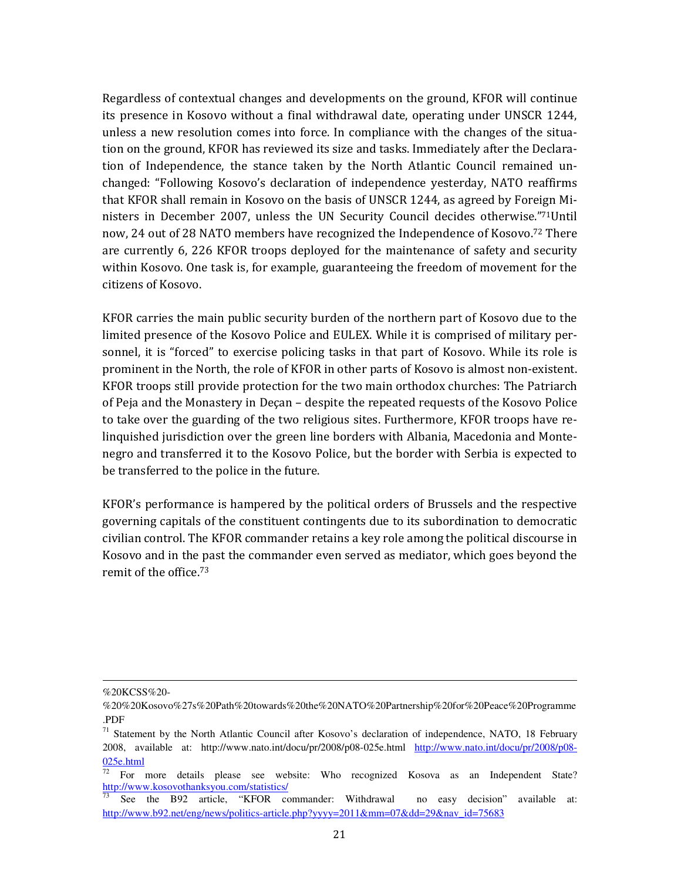Regardless of contextual changes and developments on the ground, KFOR will continue its presence in Kosovo without a final withdrawal date, operating under UNSCR 1244, unless a new resolution comes into force. In compliance with the changes of the situation on the ground, KFOR has reviewed its size and tasks. Immediately after the Declaration of Independence, the stance taken by the North Atlantic Council remained unchanged: "Following Kosovo's declaration of independence yesterday, NATO reaffirms that KFOR shall remain in Kosovo on the basis of UNSCR 1244, as agreed by Foreign Ministers in December 2007, unless the UN Security Council decides otherwise."[71]Until now, 24 out of 28 NATO members have recognized the Independence of Kosovo.[72] There are currently 6, 226 KFOR troops deployed for the maintenance of safety and security within Kosovo. One task is, for example, guaranteeing the freedom of movement for the citizens of Kosovo.

KFOR carries the main public security burden of the northern part of Kosovo due to the limited presence of the Kosovo Police and EULEX. While it is comprised of military personnel, it is "forced" to exercise policing tasks in that part of Kosovo. While its role is prominent in the North, the role of KFOR in other parts of Kosovo is almost non-existent. KFOR troops still provide protection for the two main orthodox churches: The Patriarch of Peja and the Monastery in Deçan – despite the repeated requests of the Kosovo Police to take over the guarding of the two religious sites. Furthermore, KFOR troops have relinquished jurisdiction over the green line borders with Albania, Macedonia and Montenegro and transferred it to the Kosovo Police, but the border with Serbia is expected to be transferred to the police in the future.

KFOR's performance is hampered by the political orders of Brussels and the respective governing capitals of the constituent contingents due to its subordination to democratic civilian control. The KFOR commander retains a key role among the political discourse in Kosovo and in the past the commander even served as mediator, which goes beyond the remit of the office.[73]

---

%20KCSS%20-%20%20Kosovo%27s%20Path%20towards%20the%20NATO%20Partnership%20for%20Peace%20Programme.PDF

[71] Statement by the North Atlantic Council after Kosovo's declaration of independence, NATO, 18 February 2008, available at: http://www.nato.int/docu/pr/2008/p08-025e.html http://www.nato.int/docu/pr/2008/p08-025e.html

[72] For more details please see website: Who recognized Kosova as an Independent State? http://www.kosovothanksyou.com/statistics/

[73] See the B92 article, "KFOR commander: Withdrawal no easy decision" available at: http://www.b92.net/eng/news/politics-article.php?yyyy=2011&mm=07&dd=29&nav_id=75683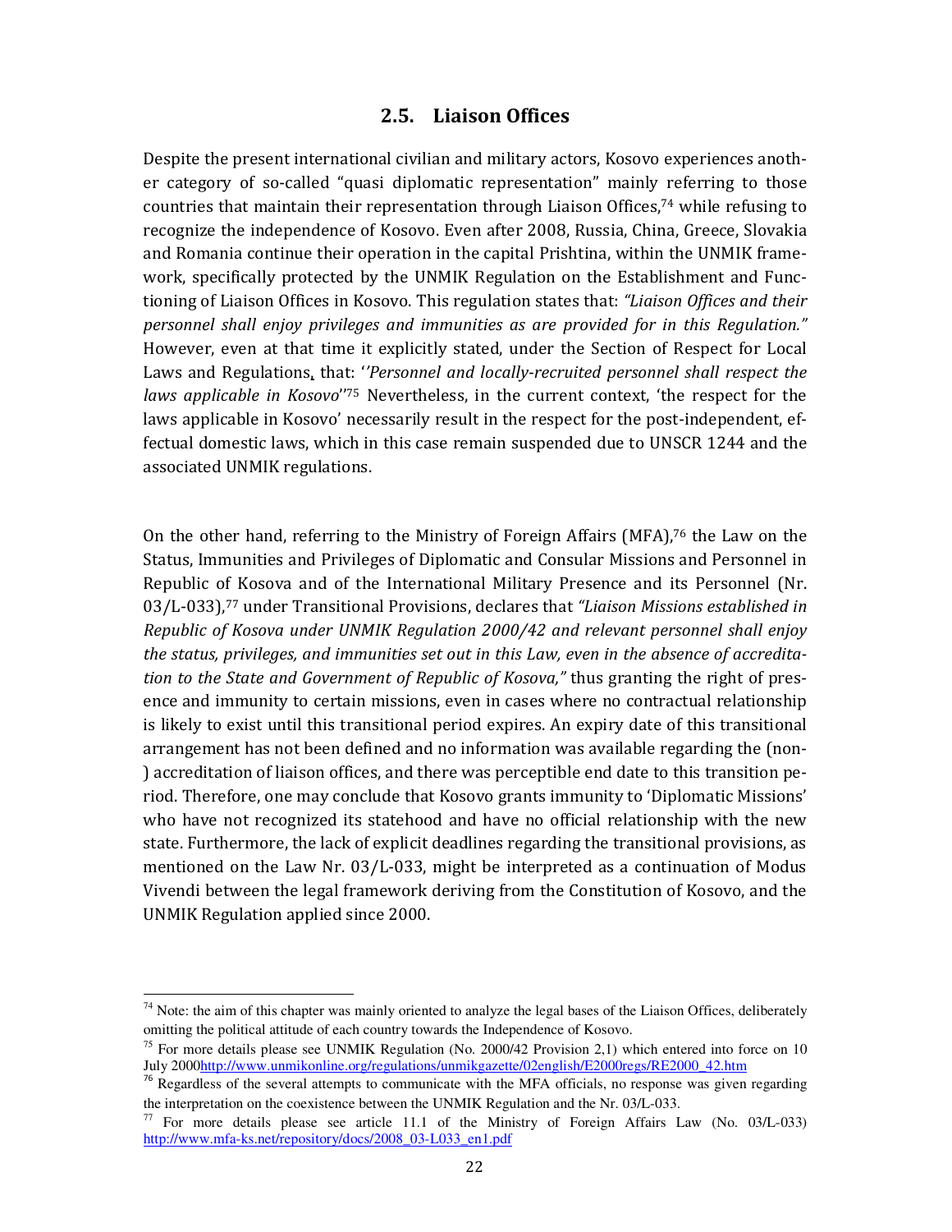## 2.5. Liaison Offices

Despite the present international civilian and military actors, Kosovo experiences another category of so-called "quasi diplomatic representation" mainly referring to those countries that maintain their representation through Liaison Offices,[74] while refusing to recognize the independence of Kosovo. Even after 2008, Russia, China, Greece, Slovakia and Romania continue their operation in the capital Prishtina, within the UNMIK framework, specifically protected by the UNMIK Regulation on the Establishment and Functioning of Liaison Offices in Kosovo. This regulation states that: *"Liaison Offices and their personnel shall enjoy privileges and immunities as are provided for in this Regulation."* However, even at that time it explicitly stated, under the Section of Respect for Local Laws and Regulations, that: '*'Personnel and locally-recruited personnel shall respect the laws applicable in Kosovo*''[75] Nevertheless, in the current context, 'the respect for the laws applicable in Kosovo' necessarily result in the respect for the post-independent, effectual domestic laws, which in this case remain suspended due to UNSCR 1244 and the associated UNMIK regulations.

On the other hand, referring to the Ministry of Foreign Affairs (MFA),[76] the Law on the Status, Immunities and Privileges of Diplomatic and Consular Missions and Personnel in Republic of Kosova and of the International Military Presence and its Personnel (Nr. 03/L-033),[77] under Transitional Provisions, declares that *"Liaison Missions established in Republic of Kosova under UNMIK Regulation 2000/42 and relevant personnel shall enjoy the status, privileges, and immunities set out in this Law, even in the absence of accreditation to the State and Government of Republic of Kosova,"* thus granting the right of presence and immunity to certain missions, even in cases where no contractual relationship is likely to exist until this transitional period expires. An expiry date of this transitional arrangement has not been defined and no information was available regarding the (non-) accreditation of liaison offices, and there was perceptible end date to this transition period. Therefore, one may conclude that Kosovo grants immunity to 'Diplomatic Missions' who have not recognized its statehood and have no official relationship with the new state. Furthermore, the lack of explicit deadlines regarding the transitional provisions, as mentioned on the Law Nr. 03/L-033, might be interpreted as a continuation of Modus Vivendi between the legal framework deriving from the Constitution of Kosovo, and the UNMIK Regulation applied since 2000.

---

[74] Note: the aim of this chapter was mainly oriented to analyze the legal bases of the Liaison Offices, deliberately omitting the political attitude of each country towards the Independence of Kosovo.

[75] For more details please see UNMIK Regulation (No. 2000/42 Provision 2,1) which entered into force on 10 July 2000http://www.unmikonline.org/regulations/unmikgazette/02english/E2000regs/RE2000_42.htm

[76] Regardless of the several attempts to communicate with the MFA officials, no response was given regarding the interpretation on the coexistence between the UNMIK Regulation and the Nr. 03/L-033.

[77] For more details please see article 11.1 of the Ministry of Foreign Affairs Law (No. 03/L-033) http://www.mfa-ks.net/repository/docs/2008_03-L033_en1.pdf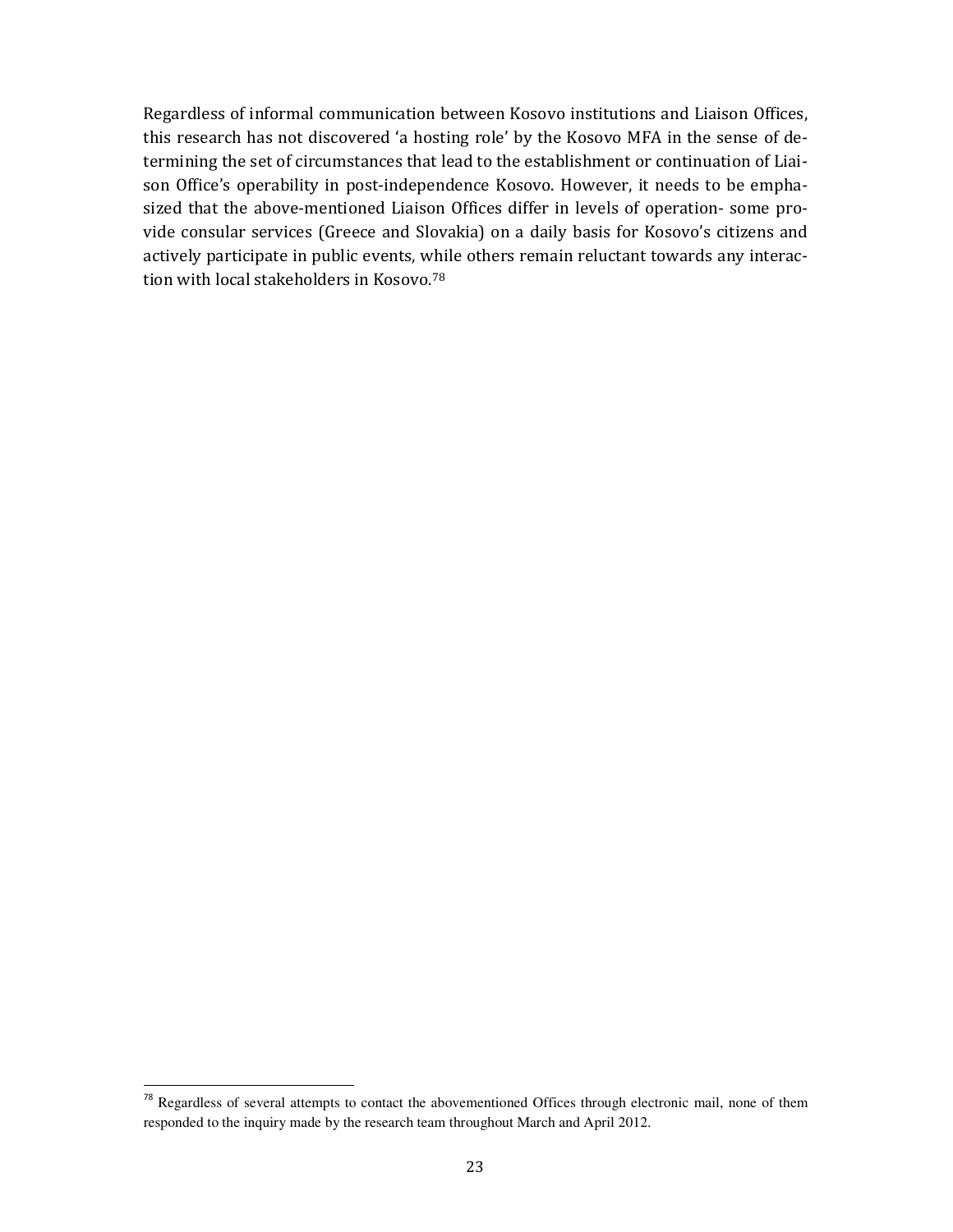Regardless of informal communication between Kosovo institutions and Liaison Offices, this research has not discovered 'a hosting role' by the Kosovo MFA in the sense of determining the set of circumstances that lead to the establishment or continuation of Liaison Office's operability in post-independence Kosovo. However, it needs to be emphasized that the above-mentioned Liaison Offices differ in levels of operation- some provide consular services (Greece and Slovakia) on a daily basis for Kosovo's citizens and actively participate in public events, while others remain reluctant towards any interaction with local stakeholders in Kosovo.[78]

[78] Regardless of several attempts to contact the abovementioned Offices through electronic mail, none of them responded to the inquiry made by the research team throughout March and April 2012.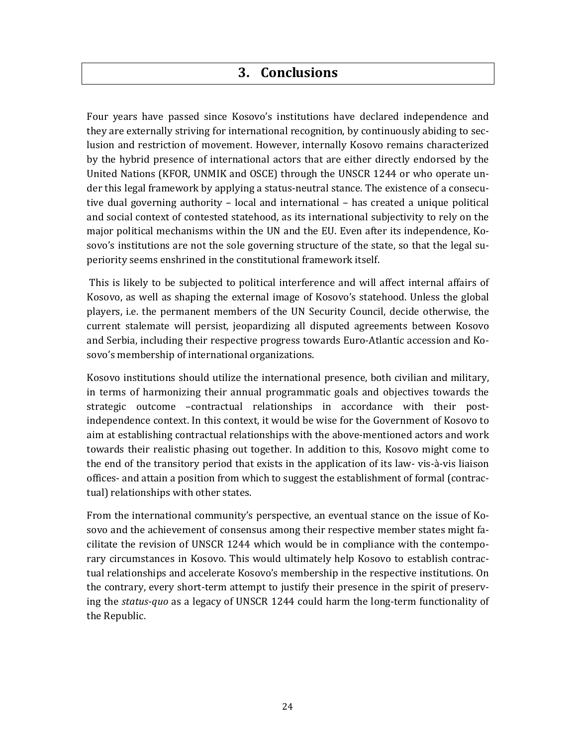# 3. Conclusions

Four years have passed since Kosovo's institutions have declared independence and they are externally striving for international recognition, by continuously abiding to seclusion and restriction of movement. However, internally Kosovo remains characterized by the hybrid presence of international actors that are either directly endorsed by the United Nations (KFOR, UNMIK and OSCE) through the UNSCR 1244 or who operate under this legal framework by applying a status-neutral stance. The existence of a consecutive dual governing authority – local and international – has created a unique political and social context of contested statehood, as its international subjectivity to rely on the major political mechanisms within the UN and the EU. Even after its independence, Kosovo's institutions are not the sole governing structure of the state, so that the legal superiority seems enshrined in the constitutional framework itself.

This is likely to be subjected to political interference and will affect internal affairs of Kosovo, as well as shaping the external image of Kosovo's statehood. Unless the global players, i.e. the permanent members of the UN Security Council, decide otherwise, the current stalemate will persist, jeopardizing all disputed agreements between Kosovo and Serbia, including their respective progress towards Euro-Atlantic accession and Kosovo's membership of international organizations.

Kosovo institutions should utilize the international presence, both civilian and military, in terms of harmonizing their annual programmatic goals and objectives towards the strategic outcome –contractual relationships in accordance with their post-independence context. In this context, it would be wise for the Government of Kosovo to aim at establishing contractual relationships with the above-mentioned actors and work towards their realistic phasing out together. In addition to this, Kosovo might come to the end of the transitory period that exists in the application of its law- vis-à-vis liaison offices- and attain a position from which to suggest the establishment of formal (contractual) relationships with other states.

From the international community's perspective, an eventual stance on the issue of Kosovo and the achievement of consensus among their respective member states might facilitate the revision of UNSCR 1244 which would be in compliance with the contemporary circumstances in Kosovo. This would ultimately help Kosovo to establish contractual relationships and accelerate Kosovo's membership in the respective institutions. On the contrary, every short-term attempt to justify their presence in the spirit of preserving the *status-quo* as a legacy of UNSCR 1244 could harm the long-term functionality of the Republic.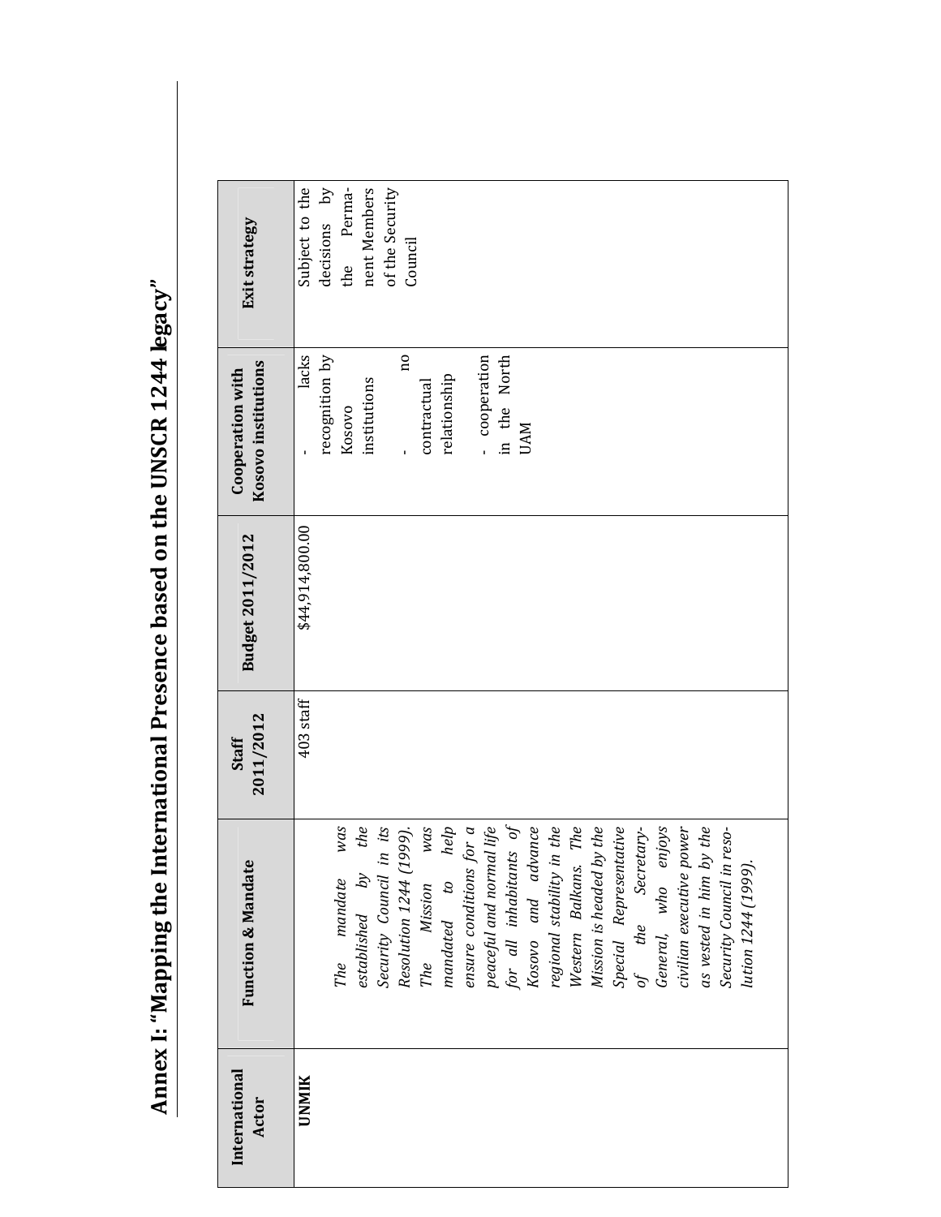# Annex I: "Mapping the International Presence based on the UNSCR 1244 legacy"

| International Actor | Function & Mandate | Staff 2011/2012 | Budget 2011/2012 | Cooperation with Kosovo institutions | Exit strategy |
|---|---|---|---|---|---|
| **UNMIK** | *The mandate was established by the Security Council in its Resolution 1244 (1999). The Mission was mandated to help ensure conditions for a peaceful and normal life for all inhabitants of Kosovo and advance regional stability in the Western Balkans. The Mission is headed by the Special Representative of the Secretary-General, who enjoys civilian executive power as vested in him by the Security Council in resolution 1244 (1999).* | 403 staff | $44,914,800.00 | - lacks recognition by Kosovo institutions<br>- no contractual relationship<br>- cooperation in the North UAM | Subject to the decisions by the Permanent Members of the Security Council |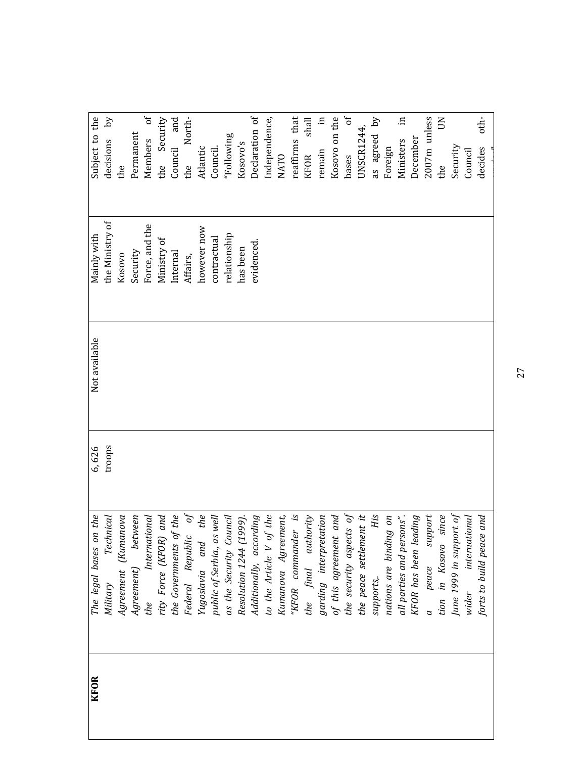| | | | | | |
|---|---|---|---|---|---|
| **KFOR** | *The legal bases on the Military Technical Agreement (Kumanova Agreement) between the International Security Force (KFOR) and the Governments of the Federal Republic of Yugoslavia and the Republic of Serbia, as well as the Security Council Resolution 1244 (1999). Additionally, according to the Article V of the Kumanova Agreement, "KFOR commander is the final authority regarding interpretation of this agreement and the security aspects of the peace settlement it supports,. His nations are binding on all parties and persons". KFOR has been leading a peace support operation in Kosovo since June 1999 in support of wider international efforts to build peace and* | 6,626 troops | Not available | Mainly with the Ministry of Kosovo Security Force, and the Ministry of Internal Affairs, however now contractual relationship has been evidenced. | Subject to the decisions by the Permanent Members of the Security Council and the North-Atlantic Council. "Following Kosovo's Declaration of Independence, NATO reaffirms that KFOR shall remain in Kosovo on the bases of UNSCR1244, as agreed by Foreign Ministers in December 2007m unless the UN Security Council decides oth- |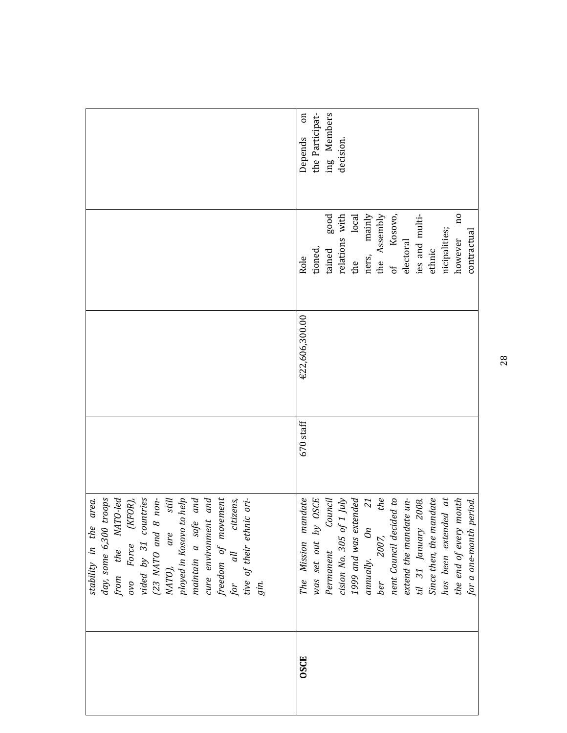| | | | | | |
|---|---|---|---|---|---|
| | *stability in the area. day, some 6,300 troops from the NATO-led ovo Force (KFOR), vided by 31 countries (23 NATO and 8 non-NATO), are still ployed in Kosovo to help maintain a safe and cure environment and freedom of movement for all citizens, tive of their ethnic ori-gin.* | | | | |
| **OSCE** | *The Mission mandate was set out by OSCE Permanent Council cision No. 305 of 1 July 1999 and was extended annually. On 21 ber 2007, the nent Council decided to extend the mandate un-til 31 January 2008. Since then, the mandate has been extended at the end of every month for a one-month period.* | 670 staff | €22,606,300.00 | Role tioned, tained good relations with the local ners, mainly the Assembly of Kosovo, electoral ies and multi-ethnic nicipalities; however no contractual | Depends on the Participat-ing Members decision. |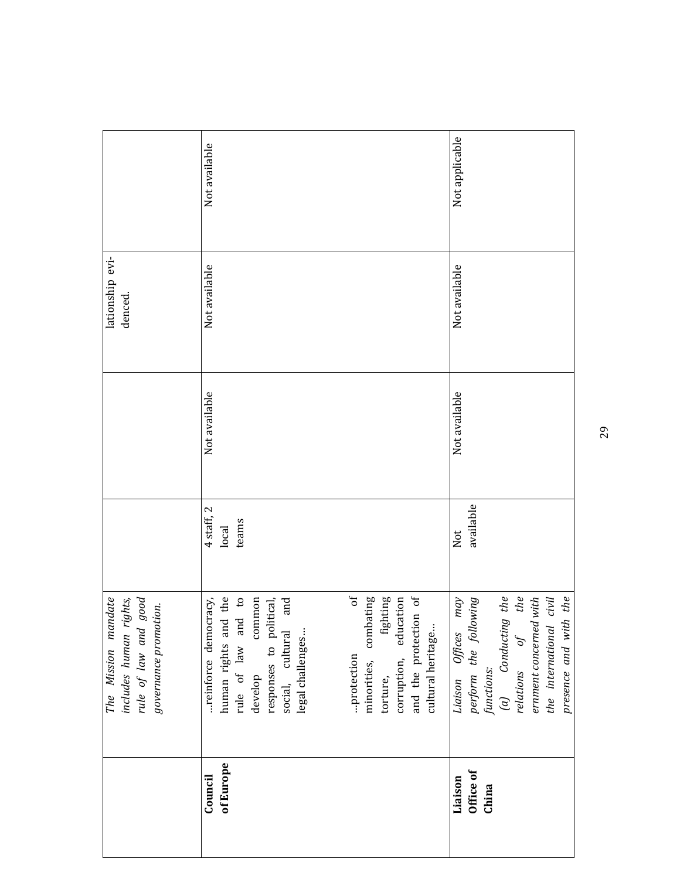| | | | | | |
|---|---|---|---|---|---|
| | *The Mission mandate includes human rights, rule of law and good governance promotion.* | | | lationship evidenced. | |
| **Council of Europe** | …reinforce democracy, human rights and the rule of law and to develop common responses to political, social, cultural and legal challenges… …protection of minorities, combating torture, fighting corruption, education and the protection of cultural heritage… | 4 staff, 2 local teams | Not available | Not available | Not available |
| **Liaison Office of China** | *Liaison Offices may perform the following functions: (a) Conducting the relations of the ernment concerned with the international civil presence and with the* | Not available | Not available | Not available | Not applicable |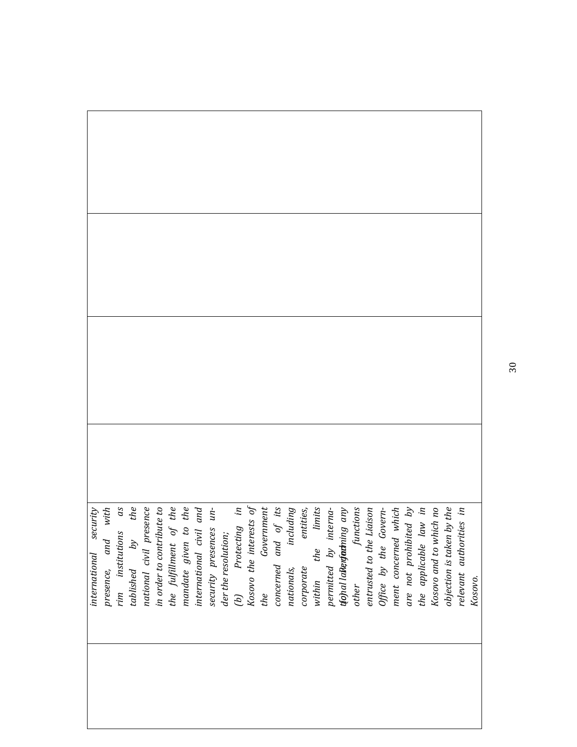| | | | | |
|---|---|---|---|---|
| | *international security presence, and with rim institutions as tablished by the national civil presence in order to contribute to the fulfillment of the mandate given to the international civil and security presences under the resolution;*<br>*(b) Protecting in Kosovo the interests of the Government concerned and of its nationals, including corporate entities, within the limits permitted by international law;*<br>*(c) Performing any other functions entrusted to the Liaison Office by the Government concerned which are not prohibited by the applicable law in Kosovo and to which no objection is taken by the relevant authorities in Kosovo.* | | | |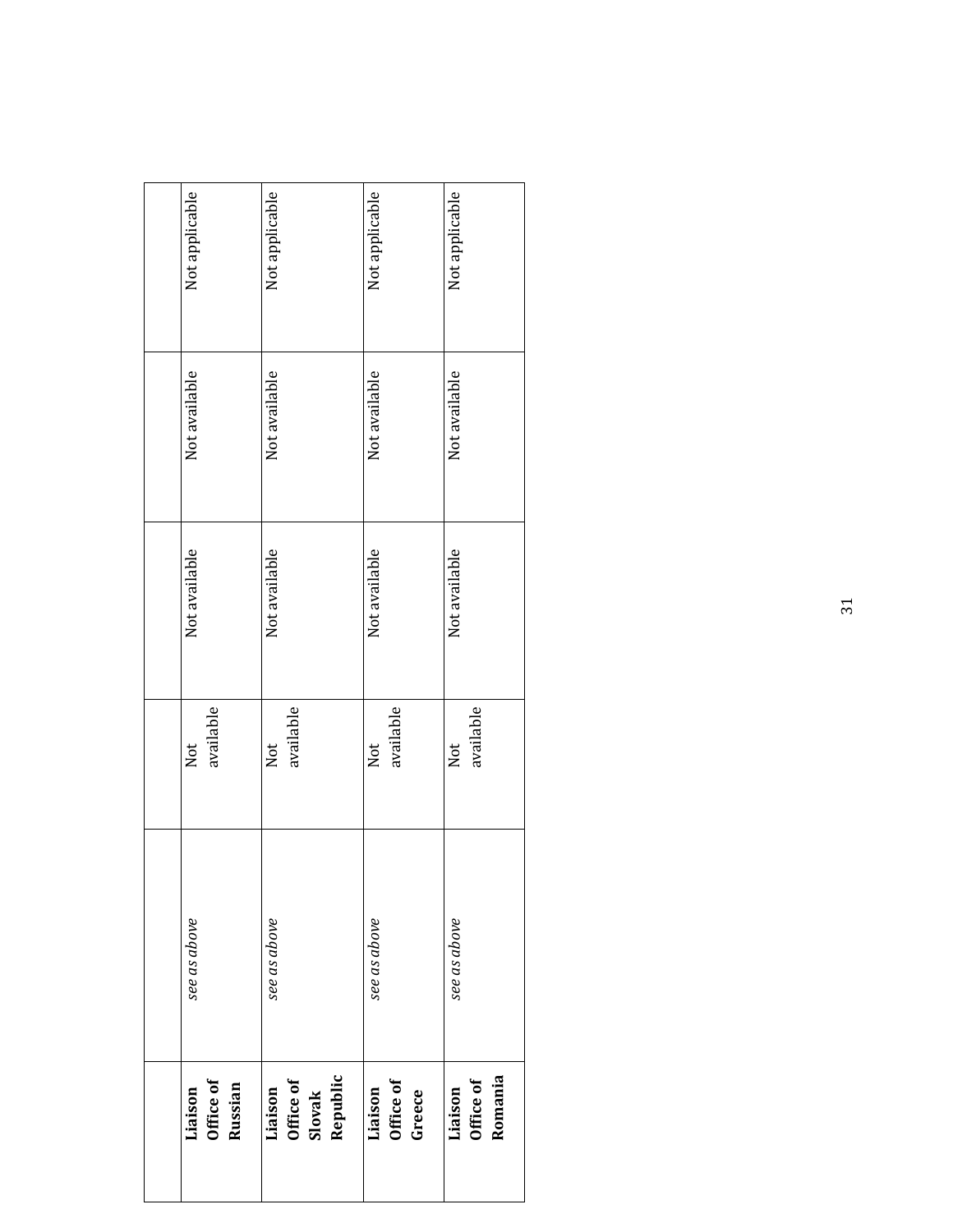| | | | | | |
|---|---|---|---|---|---|
| **Liaison Office of Russian** | *see as above* | Not available | Not available | Not available | Not applicable |
| **Liaison Office of Slovak Republic** | *see as above* | Not available | Not available | Not available | Not applicable |
| **Liaison Office of Greece** | *see as above* | Not available | Not available | Not available | Not applicable |
| **Liaison Office of Romania** | *see as above* | Not available | Not available | Not available | Not applicable |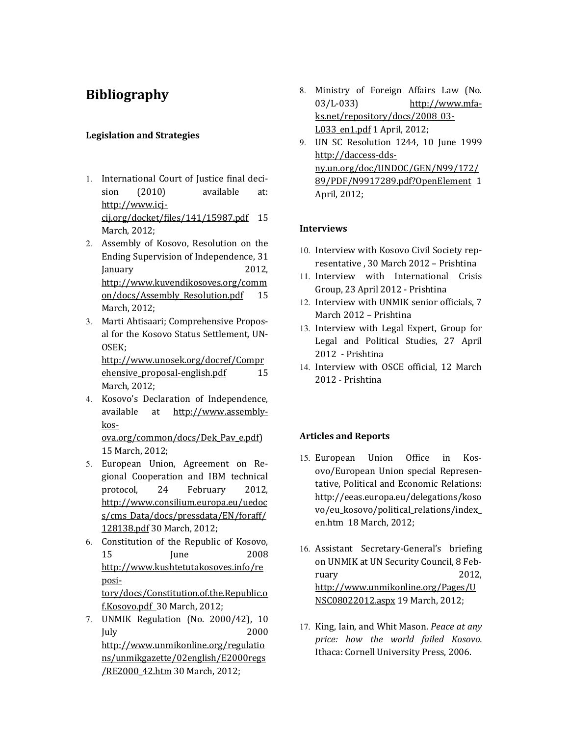# Bibliography

### Legislation and Strategies

1. International Court of Justice final decision (2010) available at: http://www.icj-cij.org/docket/files/141/15987.pdf 15 March, 2012;
2. Assembly of Kosovo, Resolution on the Ending Supervision of Independence, 31 January 2012, http://www.kuvendikosoves.org/common/docs/Assembly_Resolution.pdf 15 March, 2012;
3. Marti Ahtisaari; Comprehensive Proposal for the Kosovo Status Settlement, UNOSEK; http://www.unosek.org/docref/Comprehensive_proposal-english.pdf 15 March, 2012;
4. Kosovo's Declaration of Independence, available at http://www.assembly-kosova.org/common/docs/Dek_Pav_e.pdf) 15 March, 2012;
5. European Union, Agreement on Regional Cooperation and IBM technical protocol, 24 February 2012, http://www.consilium.europa.eu/uedocs/cms_Data/docs/pressdata/EN/foraff/128138.pdf 30 March, 2012;
6. Constitution of the Republic of Kosovo, 15 June 2008 http://www.kushtetutakosoves.info/repository/docs/Constitution.of.the.Republic.of.Kosovo.pdf 30 March, 2012;
7. UNMIK Regulation (No. 2000/42), 10 July 2000 http://www.unmikonline.org/regulations/unmikgazette/02english/E2000regs/RE2000_42.htm 30 March, 2012;
8. Ministry of Foreign Affairs Law (No. 03/L-033) http://www.mfa-ks.net/repository/docs/2008_03-L033_en1.pdf 1 April, 2012;
9. UN SC Resolution 1244, 10 June 1999 http://daccess-dds-ny.un.org/doc/UNDOC/GEN/N99/172/89/PDF/N9917289.pdf?OpenElement 1 April, 2012;

### Interviews

10. Interview with Kosovo Civil Society representative , 30 March 2012 – Prishtina
11. Interview with International Crisis Group, 23 April 2012 - Prishtina
12. Interview with UNMIK senior officials, 7 March 2012 – Prishtina
13. Interview with Legal Expert, Group for Legal and Political Studies, 27 April 2012 - Prishtina
14. Interview with OSCE official, 12 March 2012 - Prishtina

### Articles and Reports

15. European Union Office in Kosovo/European Union special Representative, Political and Economic Relations: http://eeas.europa.eu/delegations/kosovo/eu_kosovo/political_relations/index_en.htm 18 March, 2012;
16. Assistant Secretary-General's briefing on UNMIK at UN Security Council, 8 February 2012, http://www.unmikonline.org/Pages/UNSC08022012.aspx 19 March, 2012;
17. King, Iain, and Whit Mason. *Peace at any price: how the world failed Kosovo.* Ithaca: Cornell University Press, 2006.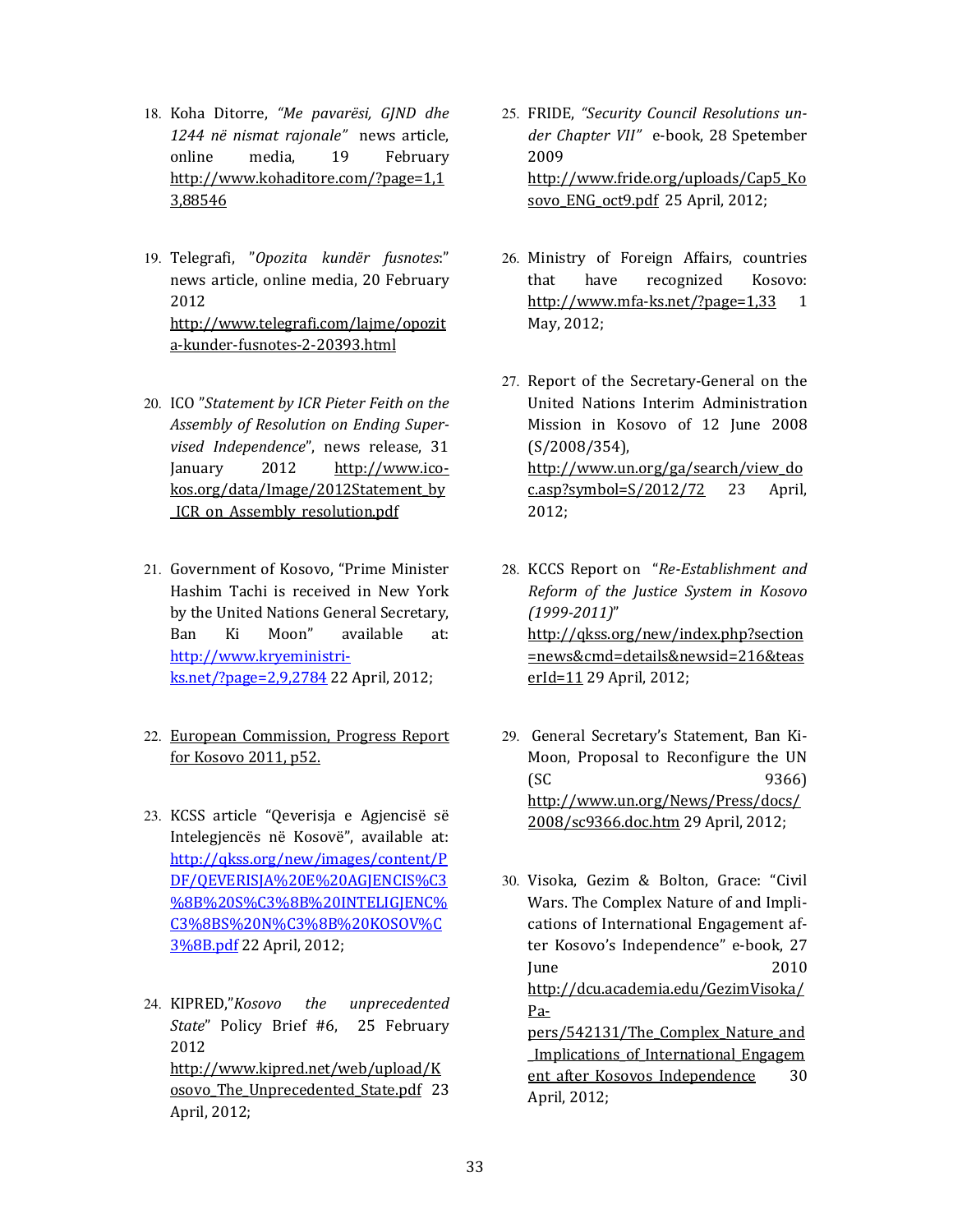18. Koha Ditorre, *"Me pavarësi, GJND dhe 1244 në nismat rajonale"* news article, online media, 19 February http://www.kohaditore.com/?page=1,13,88546

19. Telegrafi, *"Opozita kundër fusnotes:"* news article, online media, 20 February 2012 http://www.telegrafi.com/lajme/opozita-kunder-fusnotes-2-20393.html

20. ICO *"Statement by ICR Pieter Feith on the Assembly of Resolution on Ending Supervised Independence"*, news release, 31 January 2012 http://www.ico-kos.org/data/Image/2012Statement_by_ICR_on_Assembly_resolution.pdf

21. Government of Kosovo, "Prime Minister Hashim Tachi is received in New York by the United Nations General Secretary, Ban Ki Moon" available at: http://www.kryeministri-ks.net/?page=2,9,2784 22 April, 2012;

22. European Commission, Progress Report for Kosovo 2011, p52.

23. KCSS article "Qeverisja e Agjencisë së Intelegjencës në Kosovë", available at: http://qkss.org/new/images/content/PDF/QEVERISJA%20E%20AGJENCIS%C3%8B%20S%C3%8B%20INTELIGJENC%C3%8BS%20N%C3%8B%20KOSOV%C3%8B.pdf 22 April, 2012;

24. KIPRED,"*Kosovo the unprecedented State*" Policy Brief #6, 25 February 2012 http://www.kipred.net/web/upload/Kosovo_The_Unprecedented_State.pdf 23 April, 2012;

25. FRIDE, *"Security Council Resolutions under Chapter VII"* e-book, 28 Spetember 2009 http://www.fride.org/uploads/Cap5_Kosovo_ENG_oct9.pdf 25 April, 2012;

26. Ministry of Foreign Affairs, countries that have recognized Kosovo: http://www.mfa-ks.net/?page=1,33 1 May, 2012;

27. Report of the Secretary-General on the United Nations Interim Administration Mission in Kosovo of 12 June 2008 (S/2008/354), http://www.un.org/ga/search/view_doc.asp?symbol=S/2012/72 23 April, 2012;

28. KCCS Report on "*Re-Establishment and Reform of the Justice System in Kosovo (1999-2011)*" http://qkss.org/new/index.php?section=news&cmd=details&newsid=216&teaserId=11 29 April, 2012;

29. General Secretary's Statement, Ban Ki-Moon, Proposal to Reconfigure the UN (SC 9366) http://www.un.org/News/Press/docs/2008/sc9366.doc.htm 29 April, 2012;

30. Visoka, Gezim & Bolton, Grace: "Civil Wars. The Complex Nature of and Implications of International Engagement after Kosovo's Independence" e-book, 27 June 2010 http://dcu.academia.edu/GezimVisoka/Papers/542131/The_Complex_Nature_and_Implications_of_International_Engagement_after_Kosovos_Independence 30 April, 2012;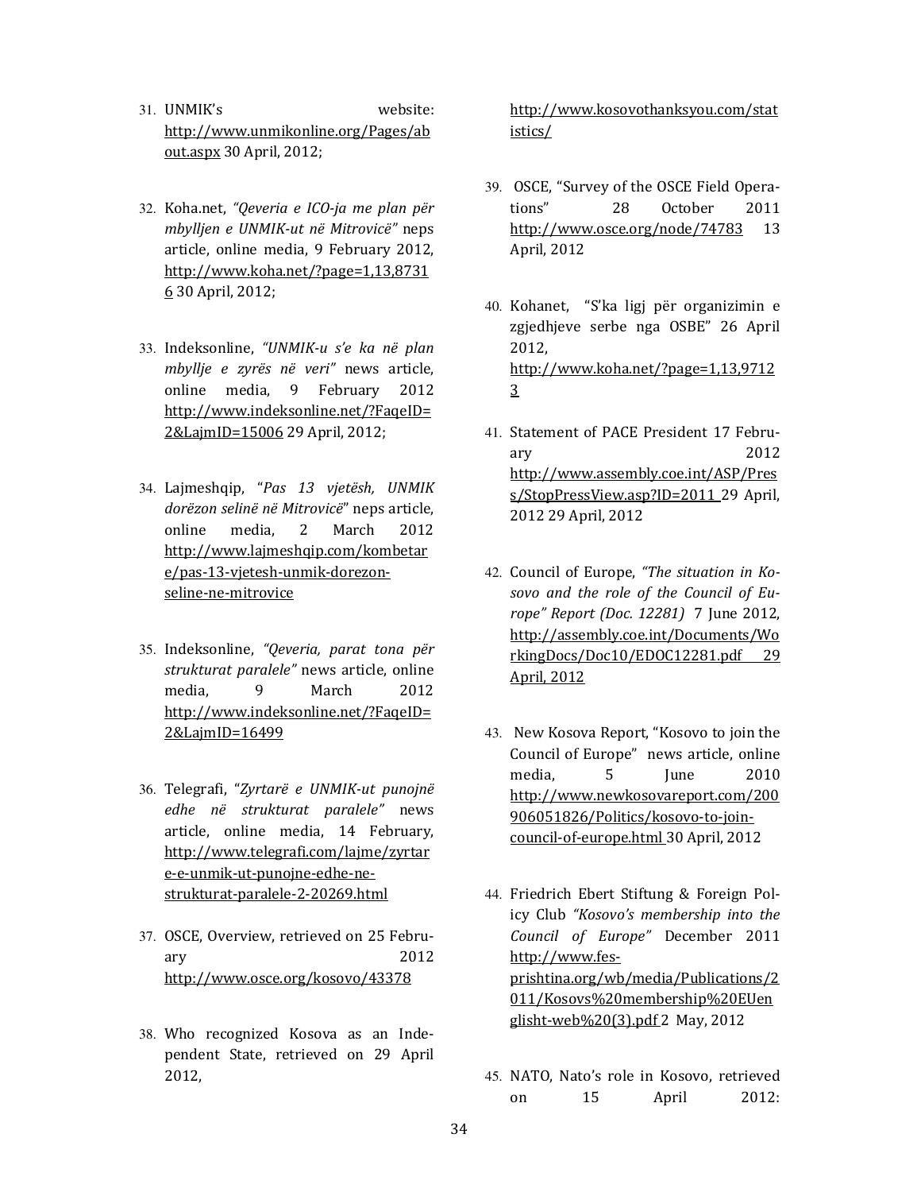31. UNMIK's website: http://www.unmikonline.org/Pages/about.aspx 30 April, 2012;

32. Koha.net, *"Qeveria e ICO-ja me plan për mbylljen e UNMIK-ut në Mitrovicë"* neps article, online media, 9 February 2012, http://www.koha.net/?page=1,13,87316 30 April, 2012;

33. Indeksonline, *"UNMIK-u s'e ka në plan mbyllje e zyrës në veri"* news article, online media, 9 February 2012 http://www.indeksonline.net/?FaqeID=2&LajmID=15006 29 April, 2012;

34. Lajmeshqip, "*Pas 13 vjetësh, UNMIK dorëzon selinë në Mitrovicë*" neps article, online media, 2 March 2012 http://www.lajmeshqip.com/kombetare/pas-13-vjetesh-unmik-dorezon-seline-ne-mitrovice

35. Indeksonline, *"Qeveria, parat tona për strukturat paralele"* news article, online media, 9 March 2012 http://www.indeksonline.net/?FaqeID=2&LajmID=16499

36. Telegrafi, "*Zyrtarë e UNMIK-ut punojnë edhe në strukturat paralele"* news article, online media, 14 February, http://www.telegrafi.com/lajme/zyrtare-e-unmik-ut-punojne-edhe-ne-strukturat-paralele-2-20269.html

37. OSCE, Overview, retrieved on 25 February 2012 http://www.osce.org/kosovo/43378

38. Who recognized Kosova as an Independent State, retrieved on 29 April 2012, http://www.kosovothanksyou.com/statistics/

39. OSCE, "Survey of the OSCE Field Operations" 28 October 2011 http://www.osce.org/node/74783 13 April, 2012

40. Kohanet, "S'ka ligj për organizimin e zgjedhjeve serbe nga OSBE" 26 April 2012, http://www.koha.net/?page=1,13,97123

41. Statement of PACE President 17 February 2012 http://www.assembly.coe.int/ASP/Press/StopPressView.asp?ID=2011 29 April, 2012 29 April, 2012

42. Council of Europe, *"The situation in Kosovo and the role of the Council of Europe" Report (Doc. 12281)* 7 June 2012, http://assembly.coe.int/Documents/WorkingDocs/Doc10/EDOC12281.pdf 29 April, 2012

43. New Kosova Report, "Kosovo to join the Council of Europe" news article, online media, 5 June 2010 http://www.newkosovareport.com/200906051826/Politics/kosovo-to-join-council-of-europe.html 30 April, 2012

44. Friedrich Ebert Stiftung & Foreign Policy Club *"Kosovo's membership into the Council of Europe"* December 2011 http://www.fes-prishtina.org/wb/media/Publications/2011/Kosovs%20membership%20EUenglisht-web%20(3).pdf 2 May, 2012

45. NATO, Nato's role in Kosovo, retrieved on 15 April 2012: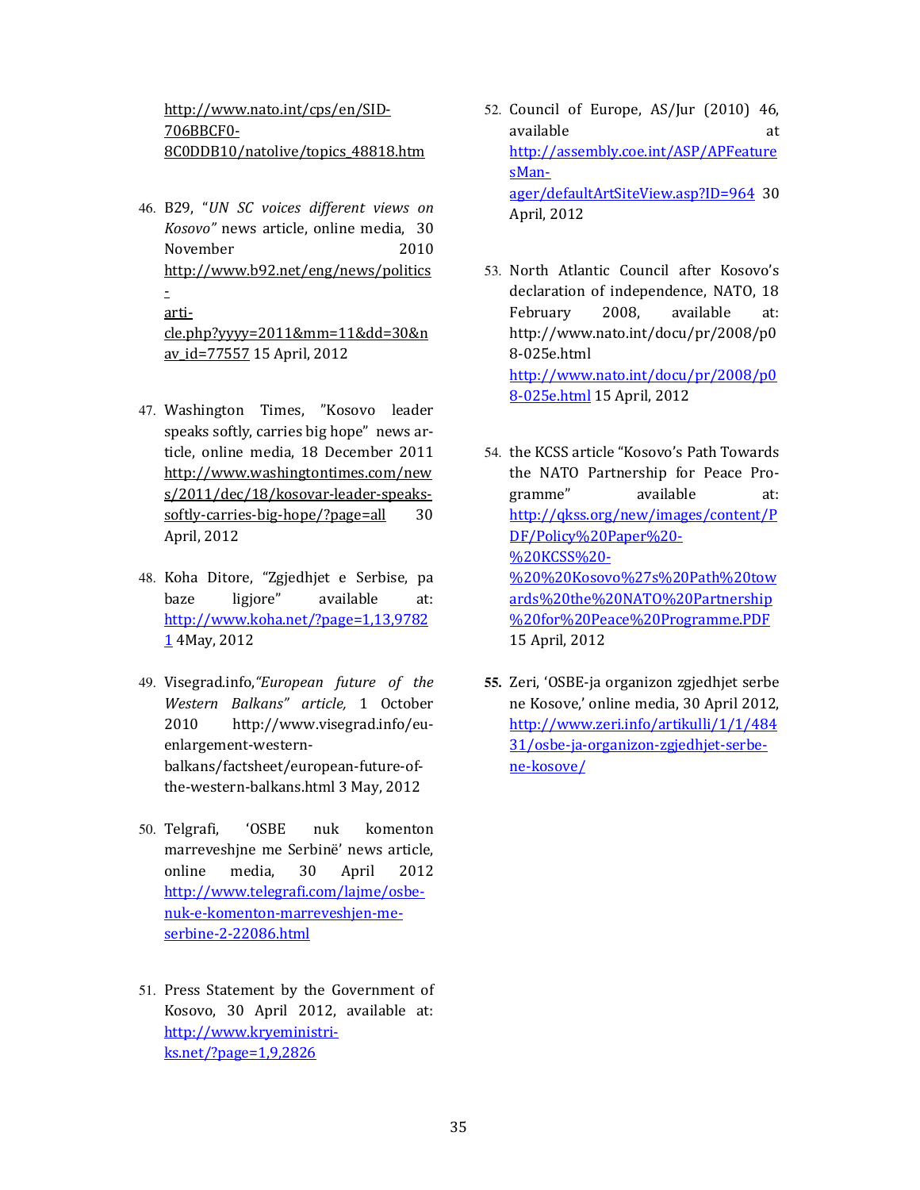http://www.nato.int/cps/en/SID-706BBCF0-8C0DDB10/natolive/topics_48818.htm

46. B29, "*UN SC voices different views on Kosovo"* news article, online media, 30 November 2010 http://www.b92.net/eng/news/politics-article.php?yyyy=2011&mm=11&dd=30&nav_id=77557 15 April, 2012

47. Washington Times, "Kosovo leader speaks softly, carries big hope" news article, online media, 18 December 2011 http://www.washingtontimes.com/news/2011/dec/18/kosovar-leader-speaks-softly-carries-big-hope/?page=all 30 April, 2012

48. Koha Ditore, "Zgjedhjet e Serbise, pa baze ligjore" available at: http://www.koha.net/?page=1,13,97821 4May, 2012

49. Visegrad.info,*"European future of the Western Balkans" article,* 1 October 2010 http://www.visegrad.info/eu-enlargement-western-balkans/factsheet/european-future-of-the-western-balkans.html 3 May, 2012

50. Telgrafi, 'OSBE nuk komenton marreveshjne me Serbinë' news article, online media, 30 April 2012 http://www.telegrafi.com/lajme/osbe-nuk-e-komenton-marreveshjen-me-serbine-2-22086.html

51. Press Statement by the Government of Kosovo, 30 April 2012, available at: http://www.kryeministri-ks.net/?page=1,9,2826

52. Council of Europe, AS/Jur (2010) 46, available at http://assembly.coe.int/ASP/APFeaturesManager/defaultArtSiteView.asp?ID=964 30 April, 2012

53. North Atlantic Council after Kosovo's declaration of independence, NATO, 18 February 2008, available at: http://www.nato.int/docu/pr/2008/p08-025e.html http://www.nato.int/docu/pr/2008/p08-025e.html 15 April, 2012

54. the KCSS article "Kosovo's Path Towards the NATO Partnership for Peace Programme" available at: http://qkss.org/new/images/content/PDF/Policy%20Paper%20-%20KCSS%20-%20%20Kosovo%27s%20Path%20towards%20the%20NATO%20Partnership%20for%20Peace%20Programme.PDF 15 April, 2012

55. Zeri, 'OSBE-ja organizon zgjedhjet serbe ne Kosove,' online media, 30 April 2012, http://www.zeri.info/artikulli/1/1/48431/osbe-ja-organizon-zgjedhjet-serbe-ne-kosove/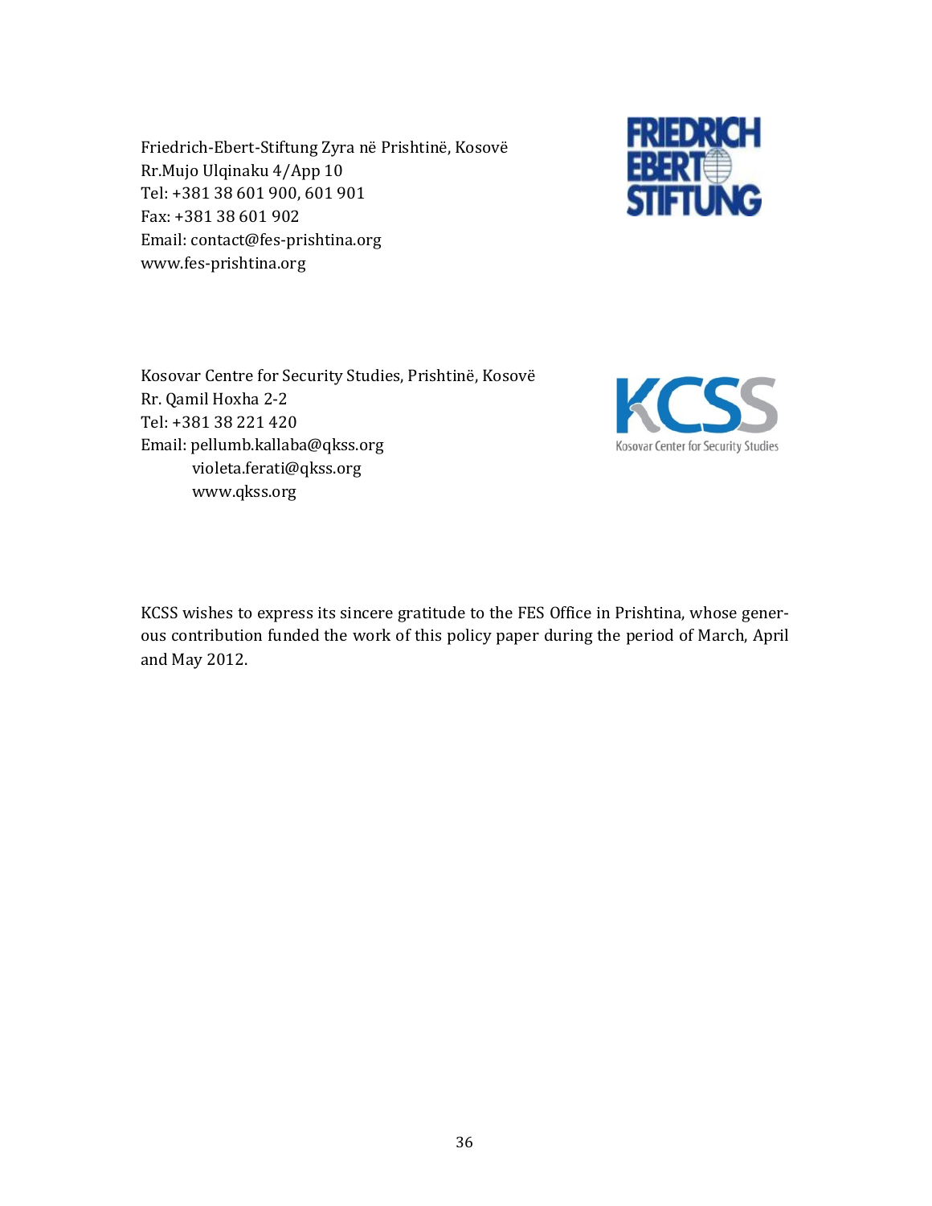Friedrich-Ebert-Stiftung Zyra në Prishtinë, Kosovë
Rr.Mujo Ulqinaku 4/App 10
Tel: +381 38 601 900, 601 901
Fax: +381 38 601 902
Email: contact@fes-prishtina.org
www.fes-prishtina.org

Kosovar Centre for Security Studies, Prishtinë, Kosovë
Rr. Qamil Hoxha 2-2
Tel: +381 38 221 420
Email: pellumb.kallaba@qkss.org
violeta.ferati@qkss.org
www.qkss.org

KCSS wishes to express its sincere gratitude to the FES Office in Prishtina, whose generous contribution funded the work of this policy paper during the period of March, April and May 2012.